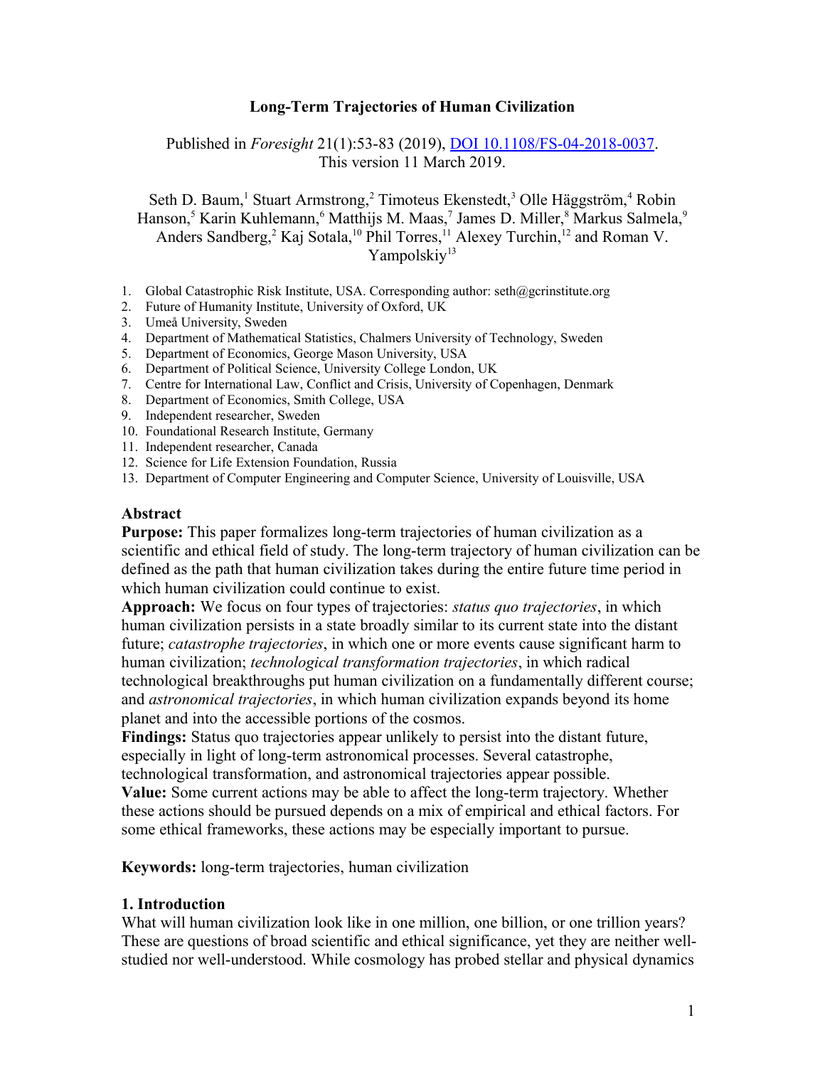# Long-Term Trajectories of Human Civilization

Published in *Foresight* 21(1):53-83 (2019), [DOI 10.1108/FS-04-2018-0037](https://doi.org/10.1108/FS-04-2018-0037).
This version 11 March 2019.

Seth D. Baum,[1] Stuart Armstrong,[2] Timoteus Ekenstedt,[3] Olle Häggström,[4] Robin Hanson,[5] Karin Kuhlemann,[6] Matthijs M. Maas,[7] James D. Miller,[8] Markus Salmela,[9] Anders Sandberg,[2] Kaj Sotala,[10] Phil Torres,[11] Alexey Turchin,[12] and Roman V. Yampolskiy[13]

1. Global Catastrophic Risk Institute, USA. Corresponding author: seth@gcrinstitute.org
2. Future of Humanity Institute, University of Oxford, UK
3. Umeå University, Sweden
4. Department of Mathematical Statistics, Chalmers University of Technology, Sweden
5. Department of Economics, George Mason University, USA
6. Department of Political Science, University College London, UK
7. Centre for International Law, Conflict and Crisis, University of Copenhagen, Denmark
8. Department of Economics, Smith College, USA
9. Independent researcher, Sweden
10. Foundational Research Institute, Germany
11. Independent researcher, Canada
12. Science for Life Extension Foundation, Russia
13. Department of Computer Engineering and Computer Science, University of Louisville, USA

## Abstract

**Purpose:** This paper formalizes long-term trajectories of human civilization as a scientific and ethical field of study. The long-term trajectory of human civilization can be defined as the path that human civilization takes during the entire future time period in which human civilization could continue to exist.

**Approach:** We focus on four types of trajectories: *status quo trajectories*, in which human civilization persists in a state broadly similar to its current state into the distant future; *catastrophe trajectories*, in which one or more events cause significant harm to human civilization; *technological transformation trajectories*, in which radical technological breakthroughs put human civilization on a fundamentally different course; and *astronomical trajectories*, in which human civilization expands beyond its home planet and into the accessible portions of the cosmos.

**Findings:** Status quo trajectories appear unlikely to persist into the distant future, especially in light of long-term astronomical processes. Several catastrophe, technological transformation, and astronomical trajectories appear possible.

**Value:** Some current actions may be able to affect the long-term trajectory. Whether these actions should be pursued depends on a mix of empirical and ethical factors. For some ethical frameworks, these actions may be especially important to pursue.

**Keywords:** long-term trajectories, human civilization

## 1. Introduction

What will human civilization look like in one million, one billion, or one trillion years? These are questions of broad scientific and ethical significance, yet they are neither well-studied nor well-understood. While cosmology has probed stellar and physical dynamics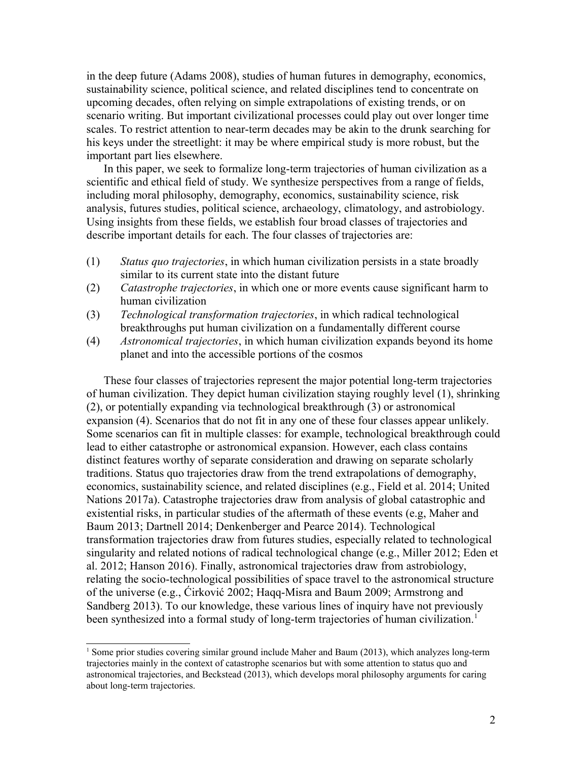in the deep future (Adams 2008), studies of human futures in demography, economics, sustainability science, political science, and related disciplines tend to concentrate on upcoming decades, often relying on simple extrapolations of existing trends, or on scenario writing. But important civilizational processes could play out over longer time scales. To restrict attention to near-term decades may be akin to the drunk searching for his keys under the streetlight: it may be where empirical study is more robust, but the important part lies elsewhere.

In this paper, we seek to formalize long-term trajectories of human civilization as a scientific and ethical field of study. We synthesize perspectives from a range of fields, including moral philosophy, demography, economics, sustainability science, risk analysis, futures studies, political science, archaeology, climatology, and astrobiology. Using insights from these fields, we establish four broad classes of trajectories and describe important details for each. The four classes of trajectories are:

(1) *Status quo trajectories*, in which human civilization persists in a state broadly similar to its current state into the distant future

(2) *Catastrophe trajectories*, in which one or more events cause significant harm to human civilization

(3) *Technological transformation trajectories*, in which radical technological breakthroughs put human civilization on a fundamentally different course

(4) *Astronomical trajectories*, in which human civilization expands beyond its home planet and into the accessible portions of the cosmos

These four classes of trajectories represent the major potential long-term trajectories of human civilization. They depict human civilization staying roughly level (1), shrinking (2), or potentially expanding via technological breakthrough (3) or astronomical expansion (4). Scenarios that do not fit in any one of these four classes appear unlikely. Some scenarios can fit in multiple classes: for example, technological breakthrough could lead to either catastrophe or astronomical expansion. However, each class contains distinct features worthy of separate consideration and drawing on separate scholarly traditions. Status quo trajectories draw from the trend extrapolations of demography, economics, sustainability science, and related disciplines (e.g., Field et al. 2014; United Nations 2017a). Catastrophe trajectories draw from analysis of global catastrophic and existential risks, in particular studies of the aftermath of these events (e.g, Maher and Baum 2013; Dartnell 2014; Denkenberger and Pearce 2014). Technological transformation trajectories draw from futures studies, especially related to technological singularity and related notions of radical technological change (e.g., Miller 2012; Eden et al. 2012; Hanson 2016). Finally, astronomical trajectories draw from astrobiology, relating the socio-technological possibilities of space travel to the astronomical structure of the universe (e.g., Ćirković 2002; Haqq-Misra and Baum 2009; Armstrong and Sandberg 2013). To our knowledge, these various lines of inquiry have not previously been synthesized into a formal study of long-term trajectories of human civilization.[1]

[1] Some prior studies covering similar ground include Maher and Baum (2013), which analyzes long-term trajectories mainly in the context of catastrophe scenarios but with some attention to status quo and astronomical trajectories, and Beckstead (2013), which develops moral philosophy arguments for caring about long-term trajectories.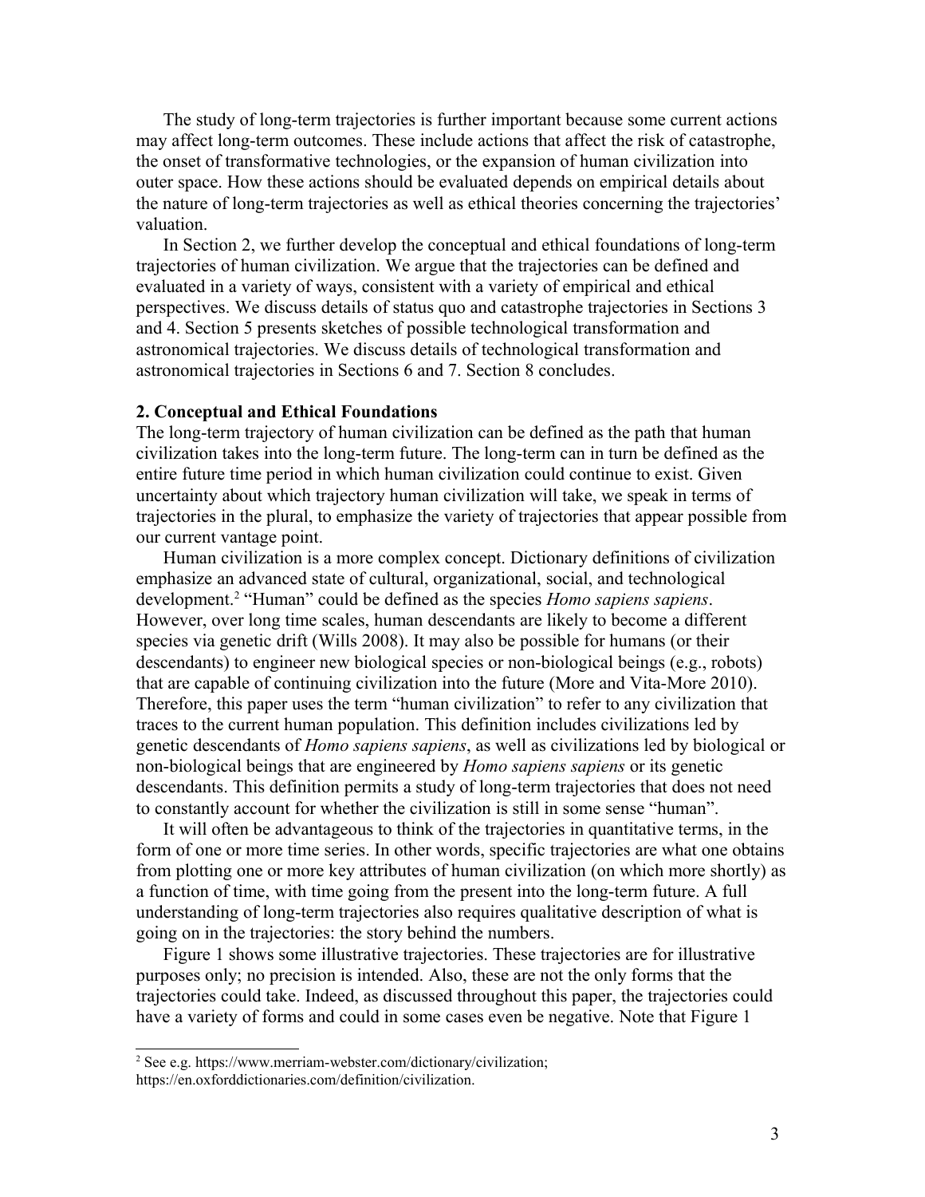The study of long-term trajectories is further important because some current actions may affect long-term outcomes. These include actions that affect the risk of catastrophe, the onset of transformative technologies, or the expansion of human civilization into outer space. How these actions should be evaluated depends on empirical details about the nature of long-term trajectories as well as ethical theories concerning the trajectories' valuation.

In Section 2, we further develop the conceptual and ethical foundations of long-term trajectories of human civilization. We argue that the trajectories can be defined and evaluated in a variety of ways, consistent with a variety of empirical and ethical perspectives. We discuss details of status quo and catastrophe trajectories in Sections 3 and 4. Section 5 presents sketches of possible technological transformation and astronomical trajectories. We discuss details of technological transformation and astronomical trajectories in Sections 6 and 7. Section 8 concludes.

## 2. Conceptual and Ethical Foundations

The long-term trajectory of human civilization can be defined as the path that human civilization takes into the long-term future. The long-term can in turn be defined as the entire future time period in which human civilization could continue to exist. Given uncertainty about which trajectory human civilization will take, we speak in terms of trajectories in the plural, to emphasize the variety of trajectories that appear possible from our current vantage point.

Human civilization is a more complex concept. Dictionary definitions of civilization emphasize an advanced state of cultural, organizational, social, and technological development.[2] "Human" could be defined as the species *Homo sapiens sapiens*. However, over long time scales, human descendants are likely to become a different species via genetic drift (Wills 2008). It may also be possible for humans (or their descendants) to engineer new biological species or non-biological beings (e.g., robots) that are capable of continuing civilization into the future (More and Vita-More 2010). Therefore, this paper uses the term "human civilization" to refer to any civilization that traces to the current human population. This definition includes civilizations led by genetic descendants of *Homo sapiens sapiens*, as well as civilizations led by biological or non-biological beings that are engineered by *Homo sapiens sapiens* or its genetic descendants. This definition permits a study of long-term trajectories that does not need to constantly account for whether the civilization is still in some sense "human".

It will often be advantageous to think of the trajectories in quantitative terms, in the form of one or more time series. In other words, specific trajectories are what one obtains from plotting one or more key attributes of human civilization (on which more shortly) as a function of time, with time going from the present into the long-term future. A full understanding of long-term trajectories also requires qualitative description of what is going on in the trajectories: the story behind the numbers.

Figure 1 shows some illustrative trajectories. These trajectories are for illustrative purposes only; no precision is intended. Also, these are not the only forms that the trajectories could take. Indeed, as discussed throughout this paper, the trajectories could have a variety of forms and could in some cases even be negative. Note that Figure 1

[2] See e.g. https://www.merriam-webster.com/dictionary/civilization; https://en.oxforddictionaries.com/definition/civilization.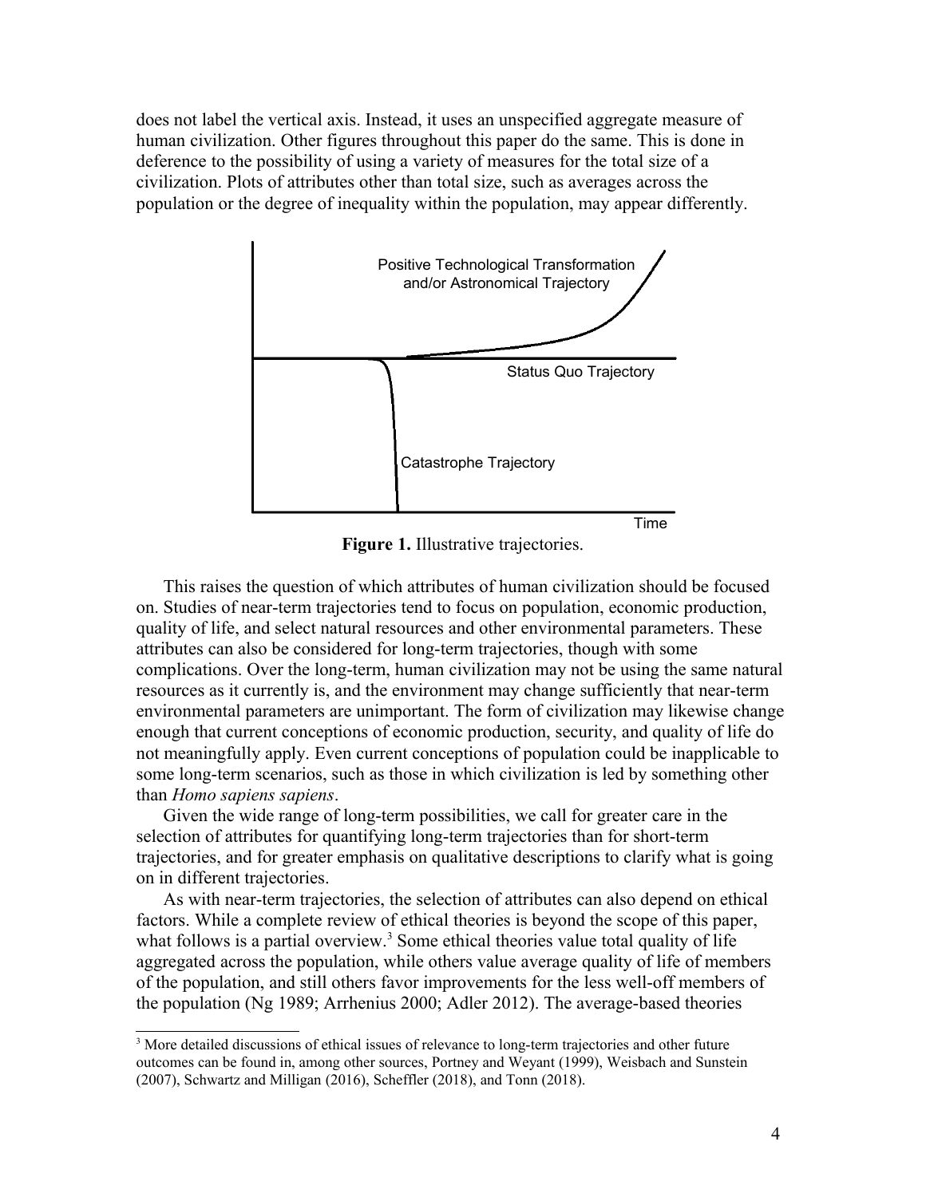does not label the vertical axis. Instead, it uses an unspecified aggregate measure of human civilization. Other figures throughout this paper do the same. This is done in deference to the possibility of using a variety of measures for the total size of a civilization. Plots of attributes other than total size, such as averages across the population or the degree of inequality within the population, may appear differently.

**Figure 1.** Illustrative trajectories.

This raises the question of which attributes of human civilization should be focused on. Studies of near-term trajectories tend to focus on population, economic production, quality of life, and select natural resources and other environmental parameters. These attributes can also be considered for long-term trajectories, though with some complications. Over the long-term, human civilization may not be using the same natural resources as it currently is, and the environment may change sufficiently that near-term environmental parameters are unimportant. The form of civilization may likewise change enough that current conceptions of economic production, security, and quality of life do not meaningfully apply. Even current conceptions of population could be inapplicable to some long-term scenarios, such as those in which civilization is led by something other than *Homo sapiens sapiens*.

Given the wide range of long-term possibilities, we call for greater care in the selection of attributes for quantifying long-term trajectories than for short-term trajectories, and for greater emphasis on qualitative descriptions to clarify what is going on in different trajectories.

As with near-term trajectories, the selection of attributes can also depend on ethical factors. While a complete review of ethical theories is beyond the scope of this paper, what follows is a partial overview.[3] Some ethical theories value total quality of life aggregated across the population, while others value average quality of life of members of the population, and still others favor improvements for the less well-off members of the population (Ng 1989; Arrhenius 2000; Adler 2012). The average-based theories

[3] More detailed discussions of ethical issues of relevance to long-term trajectories and other future outcomes can be found in, among other sources, Portney and Weyant (1999), Weisbach and Sunstein (2007), Schwartz and Milligan (2016), Scheffler (2018), and Tonn (2018).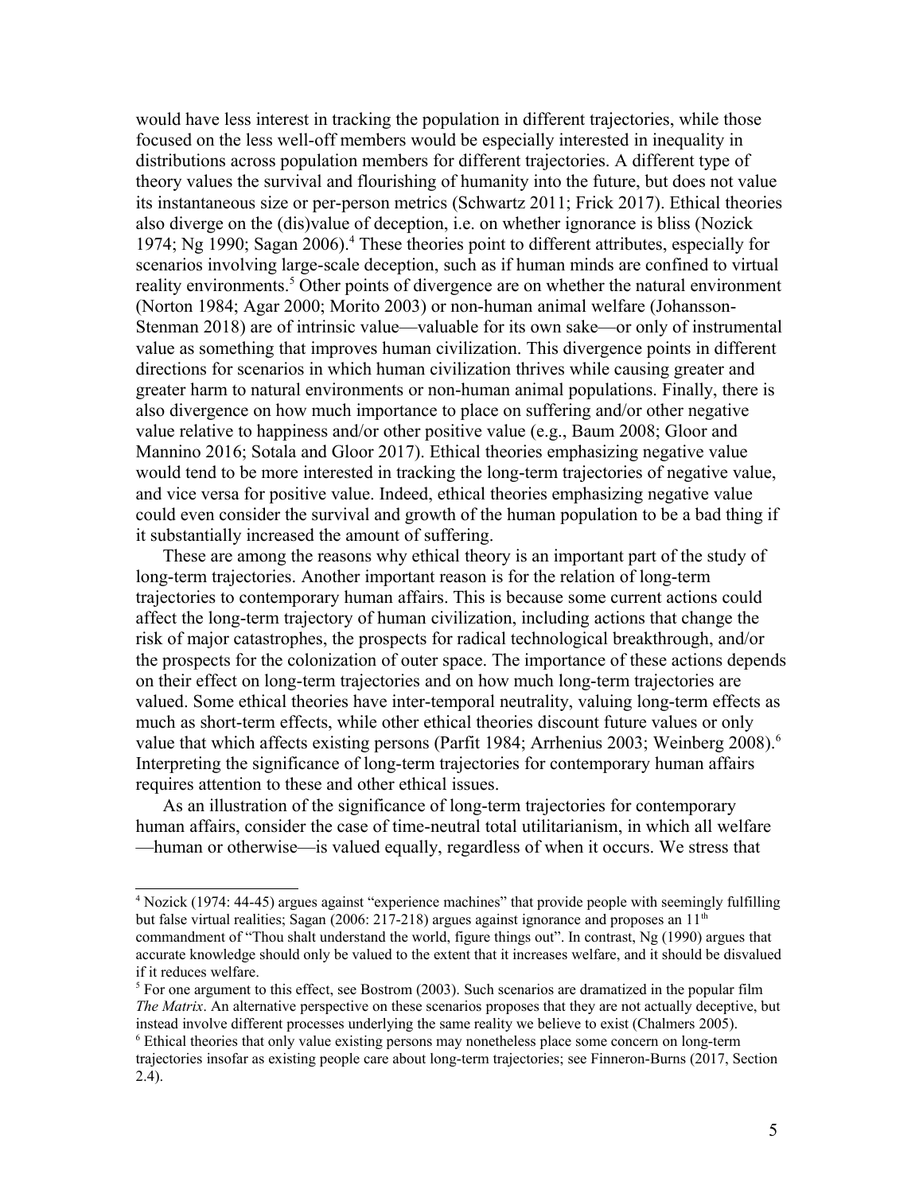would have less interest in tracking the population in different trajectories, while those focused on the less well-off members would be especially interested in inequality in distributions across population members for different trajectories. A different type of theory values the survival and flourishing of humanity into the future, but does not value its instantaneous size or per-person metrics (Schwartz 2011; Frick 2017). Ethical theories also diverge on the (dis)value of deception, i.e. on whether ignorance is bliss (Nozick 1974; Ng 1990; Sagan 2006).[4] These theories point to different attributes, especially for scenarios involving large-scale deception, such as if human minds are confined to virtual reality environments.[5] Other points of divergence are on whether the natural environment (Norton 1984; Agar 2000; Morito 2003) or non-human animal welfare (Johansson-Stenman 2018) are of intrinsic value—valuable for its own sake—or only of instrumental value as something that improves human civilization. This divergence points in different directions for scenarios in which human civilization thrives while causing greater and greater harm to natural environments or non-human animal populations. Finally, there is also divergence on how much importance to place on suffering and/or other negative value relative to happiness and/or other positive value (e.g., Baum 2008; Gloor and Mannino 2016; Sotala and Gloor 2017). Ethical theories emphasizing negative value would tend to be more interested in tracking the long-term trajectories of negative value, and vice versa for positive value. Indeed, ethical theories emphasizing negative value could even consider the survival and growth of the human population to be a bad thing if it substantially increased the amount of suffering.

These are among the reasons why ethical theory is an important part of the study of long-term trajectories. Another important reason is for the relation of long-term trajectories to contemporary human affairs. This is because some current actions could affect the long-term trajectory of human civilization, including actions that change the risk of major catastrophes, the prospects for radical technological breakthrough, and/or the prospects for the colonization of outer space. The importance of these actions depends on their effect on long-term trajectories and on how much long-term trajectories are valued. Some ethical theories have inter-temporal neutrality, valuing long-term effects as much as short-term effects, while other ethical theories discount future values or only value that which affects existing persons (Parfit 1984; Arrhenius 2003; Weinberg 2008).[6] Interpreting the significance of long-term trajectories for contemporary human affairs requires attention to these and other ethical issues.

As an illustration of the significance of long-term trajectories for contemporary human affairs, consider the case of time-neutral total utilitarianism, in which all welfare—human or otherwise—is valued equally, regardless of when it occurs. We stress that

---

[4] Nozick (1974: 44-45) argues against "experience machines" that provide people with seemingly fulfilling but false virtual realities; Sagan (2006: 217-218) argues against ignorance and proposes an 11th commandment of "Thou shalt understand the world, figure things out". In contrast, Ng (1990) argues that accurate knowledge should only be valued to the extent that it increases welfare, and it should be disvalued if it reduces welfare.

[5] For one argument to this effect, see Bostrom (2003). Such scenarios are dramatized in the popular film *The Matrix*. An alternative perspective on these scenarios proposes that they are not actually deceptive, but instead involve different processes underlying the same reality we believe to exist (Chalmers 2005).

[6] Ethical theories that only value existing persons may nonetheless place some concern on long-term trajectories insofar as existing people care about long-term trajectories; see Finneron-Burns (2017, Section 2.4).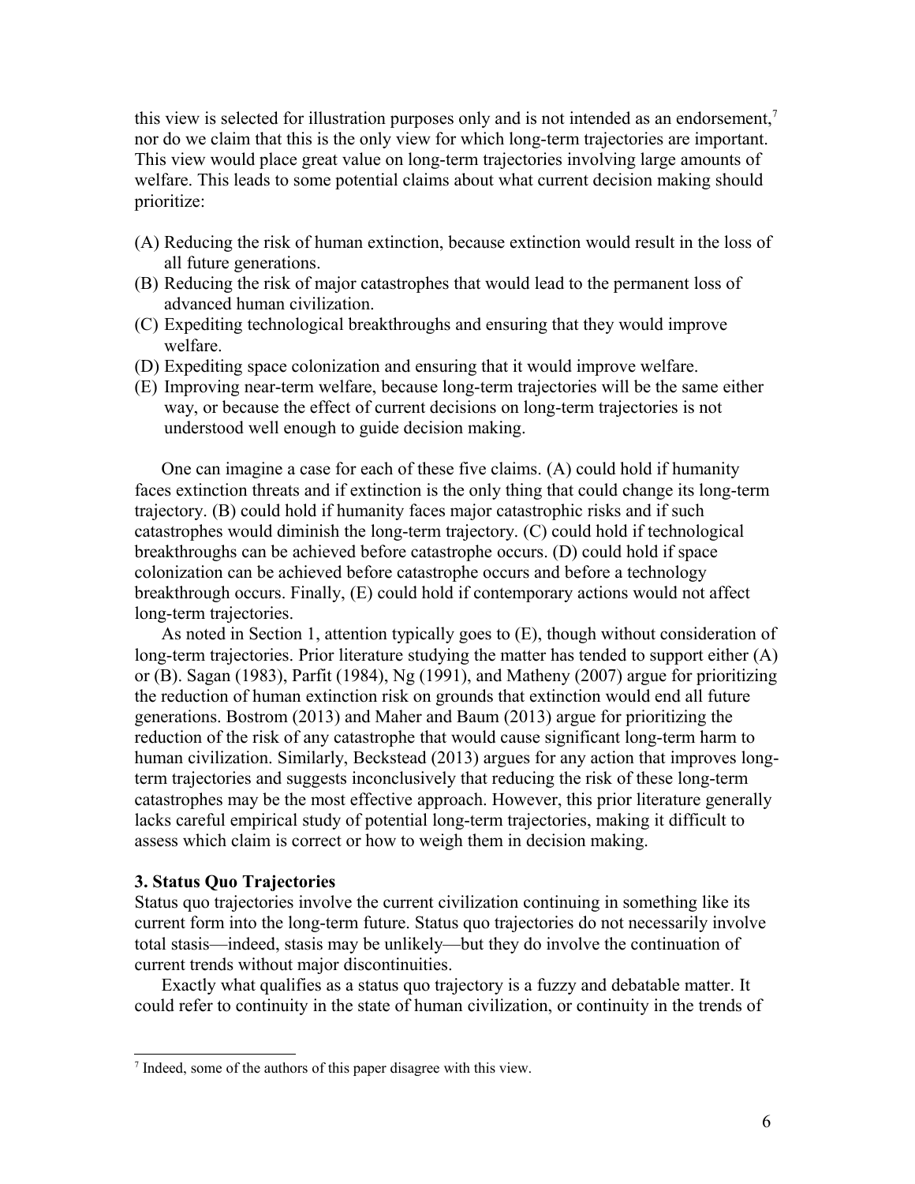this view is selected for illustration purposes only and is not intended as an endorsement,[7] nor do we claim that this is the only view for which long-term trajectories are important. This view would place great value on long-term trajectories involving large amounts of welfare. This leads to some potential claims about what current decision making should prioritize:

(A) Reducing the risk of human extinction, because extinction would result in the loss of all future generations.
(B) Reducing the risk of major catastrophes that would lead to the permanent loss of advanced human civilization.
(C) Expediting technological breakthroughs and ensuring that they would improve welfare.
(D) Expediting space colonization and ensuring that it would improve welfare.
(E) Improving near-term welfare, because long-term trajectories will be the same either way, or because the effect of current decisions on long-term trajectories is not understood well enough to guide decision making.

One can imagine a case for each of these five claims. (A) could hold if humanity faces extinction threats and if extinction is the only thing that could change its long-term trajectory. (B) could hold if humanity faces major catastrophic risks and if such catastrophes would diminish the long-term trajectory. (C) could hold if technological breakthroughs can be achieved before catastrophe occurs. (D) could hold if space colonization can be achieved before catastrophe occurs and before a technology breakthrough occurs. Finally, (E) could hold if contemporary actions would not affect long-term trajectories.

As noted in Section 1, attention typically goes to (E), though without consideration of long-term trajectories. Prior literature studying the matter has tended to support either (A) or (B). Sagan (1983), Parfit (1984), Ng (1991), and Matheny (2007) argue for prioritizing the reduction of human extinction risk on grounds that extinction would end all future generations. Bostrom (2013) and Maher and Baum (2013) argue for prioritizing the reduction of the risk of any catastrophe that would cause significant long-term harm to human civilization. Similarly, Beckstead (2013) argues for any action that improves long-term trajectories and suggests inconclusively that reducing the risk of these long-term catastrophes may be the most effective approach. However, this prior literature generally lacks careful empirical study of potential long-term trajectories, making it difficult to assess which claim is correct or how to weigh them in decision making.

## 3. Status Quo Trajectories

Status quo trajectories involve the current civilization continuing in something like its current form into the long-term future. Status quo trajectories do not necessarily involve total stasis—indeed, stasis may be unlikely—but they do involve the continuation of current trends without major discontinuities.

Exactly what qualifies as a status quo trajectory is a fuzzy and debatable matter. It could refer to continuity in the state of human civilization, or continuity in the trends of

[7] Indeed, some of the authors of this paper disagree with this view.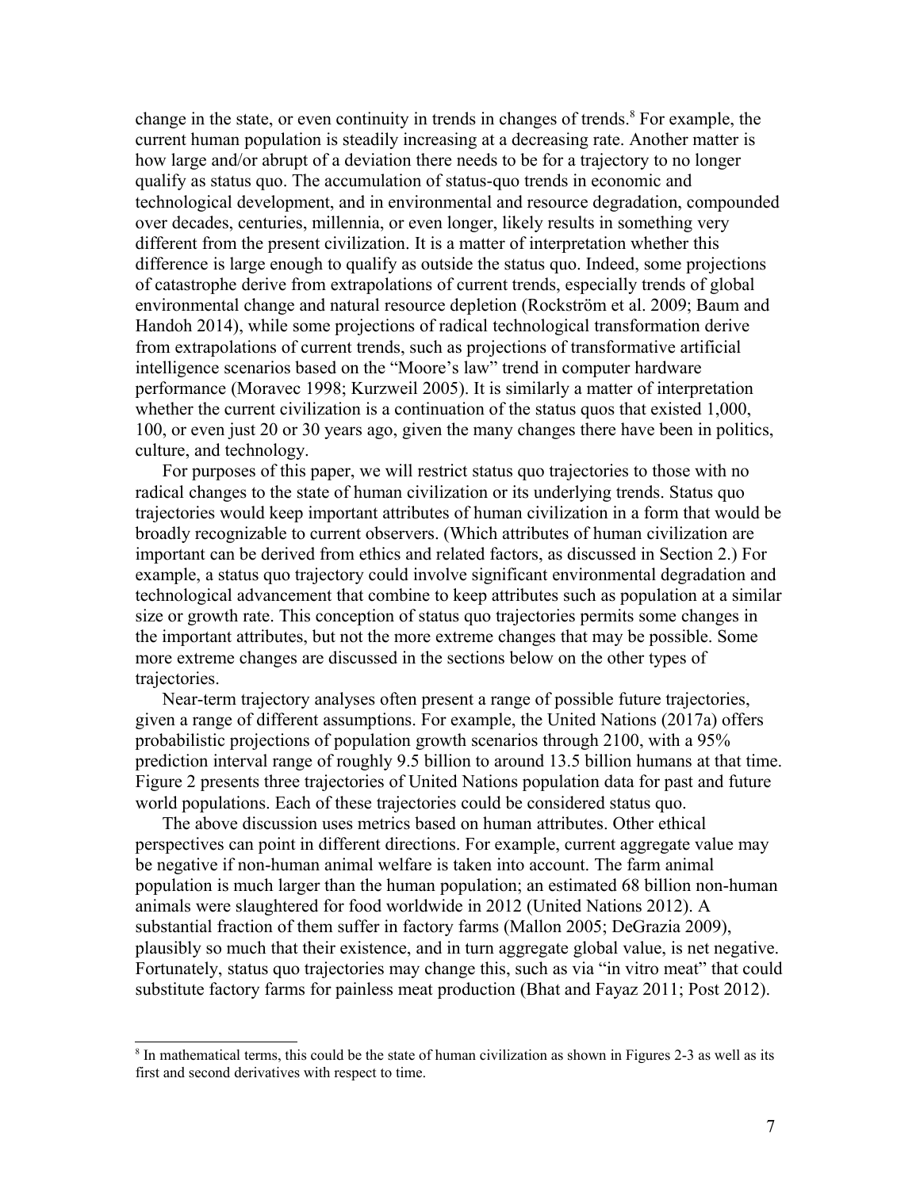change in the state, or even continuity in trends in changes of trends.[8] For example, the current human population is steadily increasing at a decreasing rate. Another matter is how large and/or abrupt of a deviation there needs to be for a trajectory to no longer qualify as status quo. The accumulation of status-quo trends in economic and technological development, and in environmental and resource degradation, compounded over decades, centuries, millennia, or even longer, likely results in something very different from the present civilization. It is a matter of interpretation whether this difference is large enough to qualify as outside the status quo. Indeed, some projections of catastrophe derive from extrapolations of current trends, especially trends of global environmental change and natural resource depletion (Rockström et al. 2009; Baum and Handoh 2014), while some projections of radical technological transformation derive from extrapolations of current trends, such as projections of transformative artificial intelligence scenarios based on the "Moore's law" trend in computer hardware performance (Moravec 1998; Kurzweil 2005). It is similarly a matter of interpretation whether the current civilization is a continuation of the status quos that existed 1,000, 100, or even just 20 or 30 years ago, given the many changes there have been in politics, culture, and technology.

For purposes of this paper, we will restrict status quo trajectories to those with no radical changes to the state of human civilization or its underlying trends. Status quo trajectories would keep important attributes of human civilization in a form that would be broadly recognizable to current observers. (Which attributes of human civilization are important can be derived from ethics and related factors, as discussed in Section 2.) For example, a status quo trajectory could involve significant environmental degradation and technological advancement that combine to keep attributes such as population at a similar size or growth rate. This conception of status quo trajectories permits some changes in the important attributes, but not the more extreme changes that may be possible. Some more extreme changes are discussed in the sections below on the other types of trajectories.

Near-term trajectory analyses often present a range of possible future trajectories, given a range of different assumptions. For example, the United Nations (2017a) offers probabilistic projections of population growth scenarios through 2100, with a 95% prediction interval range of roughly 9.5 billion to around 13.5 billion humans at that time. Figure 2 presents three trajectories of United Nations population data for past and future world populations. Each of these trajectories could be considered status quo.

The above discussion uses metrics based on human attributes. Other ethical perspectives can point in different directions. For example, current aggregate value may be negative if non-human animal welfare is taken into account. The farm animal population is much larger than the human population; an estimated 68 billion non-human animals were slaughtered for food worldwide in 2012 (United Nations 2012). A substantial fraction of them suffer in factory farms (Mallon 2005; DeGrazia 2009), plausibly so much that their existence, and in turn aggregate global value, is net negative. Fortunately, status quo trajectories may change this, such as via "in vitro meat" that could substitute factory farms for painless meat production (Bhat and Fayaz 2011; Post 2012).

[8] In mathematical terms, this could be the state of human civilization as shown in Figures 2-3 as well as its first and second derivatives with respect to time.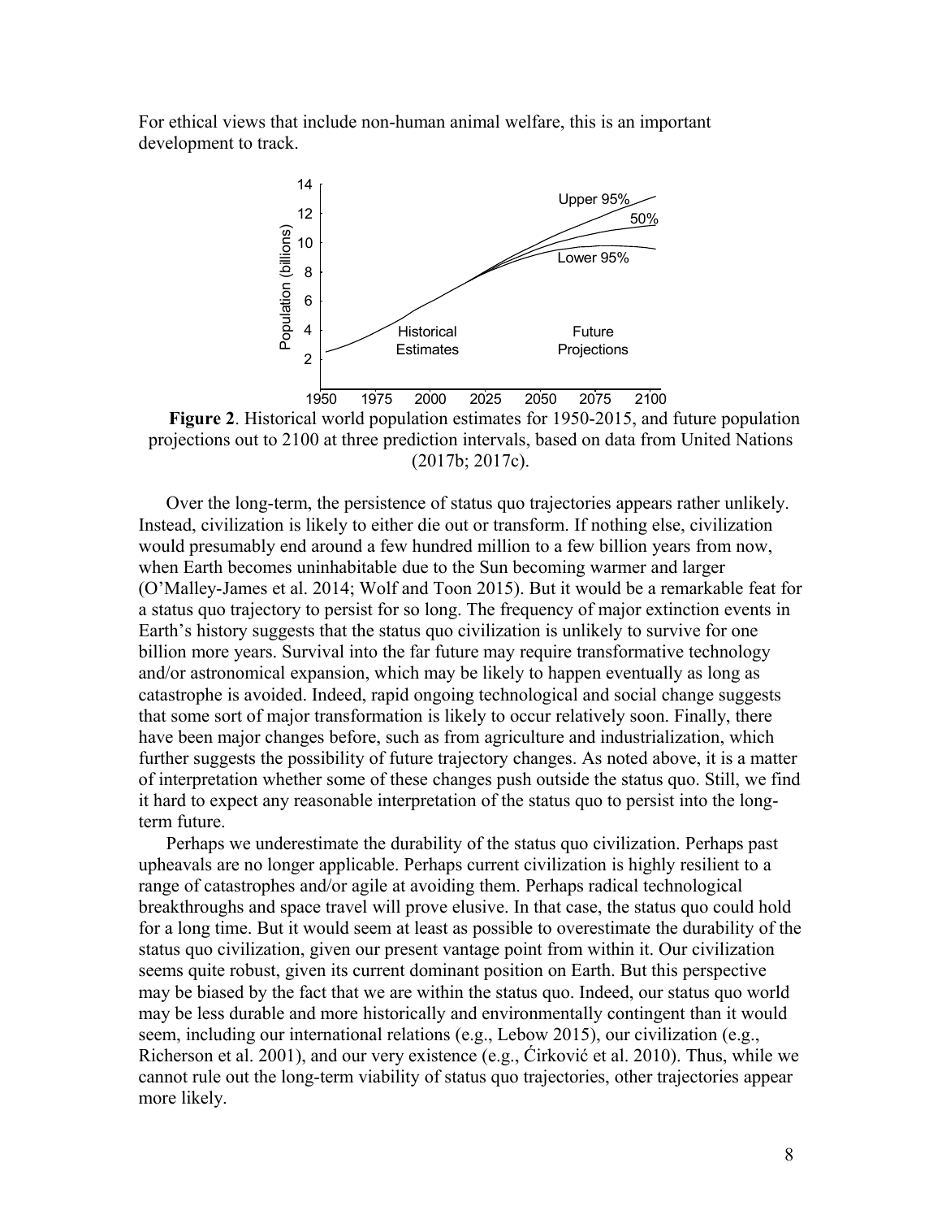For ethical views that include non-human animal welfare, this is an important development to track.

**Figure 2**. Historical world population estimates for 1950-2015, and future population projections out to 2100 at three prediction intervals, based on data from United Nations (2017b; 2017c).

Over the long-term, the persistence of status quo trajectories appears rather unlikely. Instead, civilization is likely to either die out or transform. If nothing else, civilization would presumably end around a few hundred million to a few billion years from now, when Earth becomes uninhabitable due to the Sun becoming warmer and larger (O'Malley-James et al. 2014; Wolf and Toon 2015). But it would be a remarkable feat for a status quo trajectory to persist for so long. The frequency of major extinction events in Earth's history suggests that the status quo civilization is unlikely to survive for one billion more years. Survival into the far future may require transformative technology and/or astronomical expansion, which may be likely to happen eventually as long as catastrophe is avoided. Indeed, rapid ongoing technological and social change suggests that some sort of major transformation is likely to occur relatively soon. Finally, there have been major changes before, such as from agriculture and industrialization, which further suggests the possibility of future trajectory changes. As noted above, it is a matter of interpretation whether some of these changes push outside the status quo. Still, we find it hard to expect any reasonable interpretation of the status quo to persist into the long-term future.

Perhaps we underestimate the durability of the status quo civilization. Perhaps past upheavals are no longer applicable. Perhaps current civilization is highly resilient to a range of catastrophes and/or agile at avoiding them. Perhaps radical technological breakthroughs and space travel will prove elusive. In that case, the status quo could hold for a long time. But it would seem at least as possible to overestimate the durability of the status quo civilization, given our present vantage point from within it. Our civilization seems quite robust, given its current dominant position on Earth. But this perspective may be biased by the fact that we are within the status quo. Indeed, our status quo world may be less durable and more historically and environmentally contingent than it would seem, including our international relations (e.g., Lebow 2015), our civilization (e.g., Richerson et al. 2001), and our very existence (e.g., Ćirković et al. 2010). Thus, while we cannot rule out the long-term viability of status quo trajectories, other trajectories appear more likely.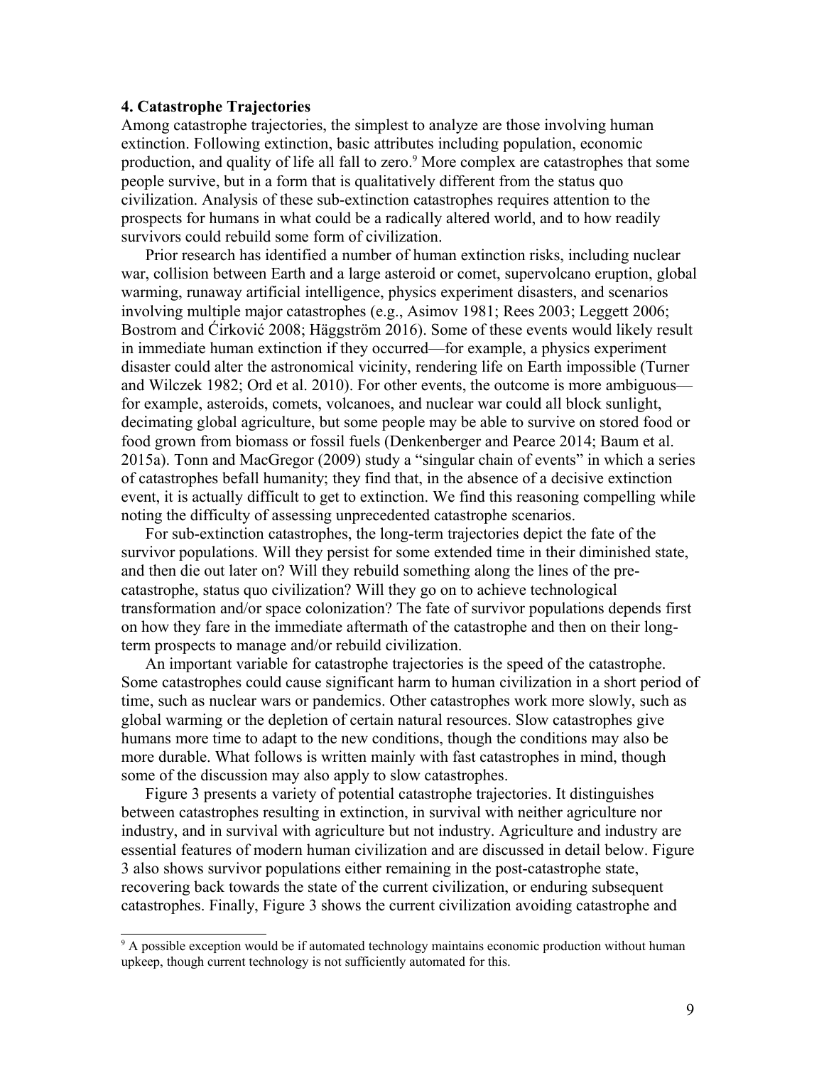## 4. Catastrophe Trajectories

Among catastrophe trajectories, the simplest to analyze are those involving human extinction. Following extinction, basic attributes including population, economic production, and quality of life all fall to zero.[9] More complex are catastrophes that some people survive, but in a form that is qualitatively different from the status quo civilization. Analysis of these sub-extinction catastrophes requires attention to the prospects for humans in what could be a radically altered world, and to how readily survivors could rebuild some form of civilization.

Prior research has identified a number of human extinction risks, including nuclear war, collision between Earth and a large asteroid or comet, supervolcano eruption, global warming, runaway artificial intelligence, physics experiment disasters, and scenarios involving multiple major catastrophes (e.g., Asimov 1981; Rees 2003; Leggett 2006; Bostrom and Ćirković 2008; Häggström 2016). Some of these events would likely result in immediate human extinction if they occurred—for example, a physics experiment disaster could alter the astronomical vicinity, rendering life on Earth impossible (Turner and Wilczek 1982; Ord et al. 2010). For other events, the outcome is more ambiguous—for example, asteroids, comets, volcanoes, and nuclear war could all block sunlight, decimating global agriculture, but some people may be able to survive on stored food or food grown from biomass or fossil fuels (Denkenberger and Pearce 2014; Baum et al. 2015a). Tonn and MacGregor (2009) study a "singular chain of events" in which a series of catastrophes befall humanity; they find that, in the absence of a decisive extinction event, it is actually difficult to get to extinction. We find this reasoning compelling while noting the difficulty of assessing unprecedented catastrophe scenarios.

For sub-extinction catastrophes, the long-term trajectories depict the fate of the survivor populations. Will they persist for some extended time in their diminished state, and then die out later on? Will they rebuild something along the lines of the pre-catastrophe, status quo civilization? Will they go on to achieve technological transformation and/or space colonization? The fate of survivor populations depends first on how they fare in the immediate aftermath of the catastrophe and then on their long-term prospects to manage and/or rebuild civilization.

An important variable for catastrophe trajectories is the speed of the catastrophe. Some catastrophes could cause significant harm to human civilization in a short period of time, such as nuclear wars or pandemics. Other catastrophes work more slowly, such as global warming or the depletion of certain natural resources. Slow catastrophes give humans more time to adapt to the new conditions, though the conditions may also be more durable. What follows is written mainly with fast catastrophes in mind, though some of the discussion may also apply to slow catastrophes.

Figure 3 presents a variety of potential catastrophe trajectories. It distinguishes between catastrophes resulting in extinction, in survival with neither agriculture nor industry, and in survival with agriculture but not industry. Agriculture and industry are essential features of modern human civilization and are discussed in detail below. Figure 3 also shows survivor populations either remaining in the post-catastrophe state, recovering back towards the state of the current civilization, or enduring subsequent catastrophes. Finally, Figure 3 shows the current civilization avoiding catastrophe and

[9] A possible exception would be if automated technology maintains economic production without human upkeep, though current technology is not sufficiently automated for this.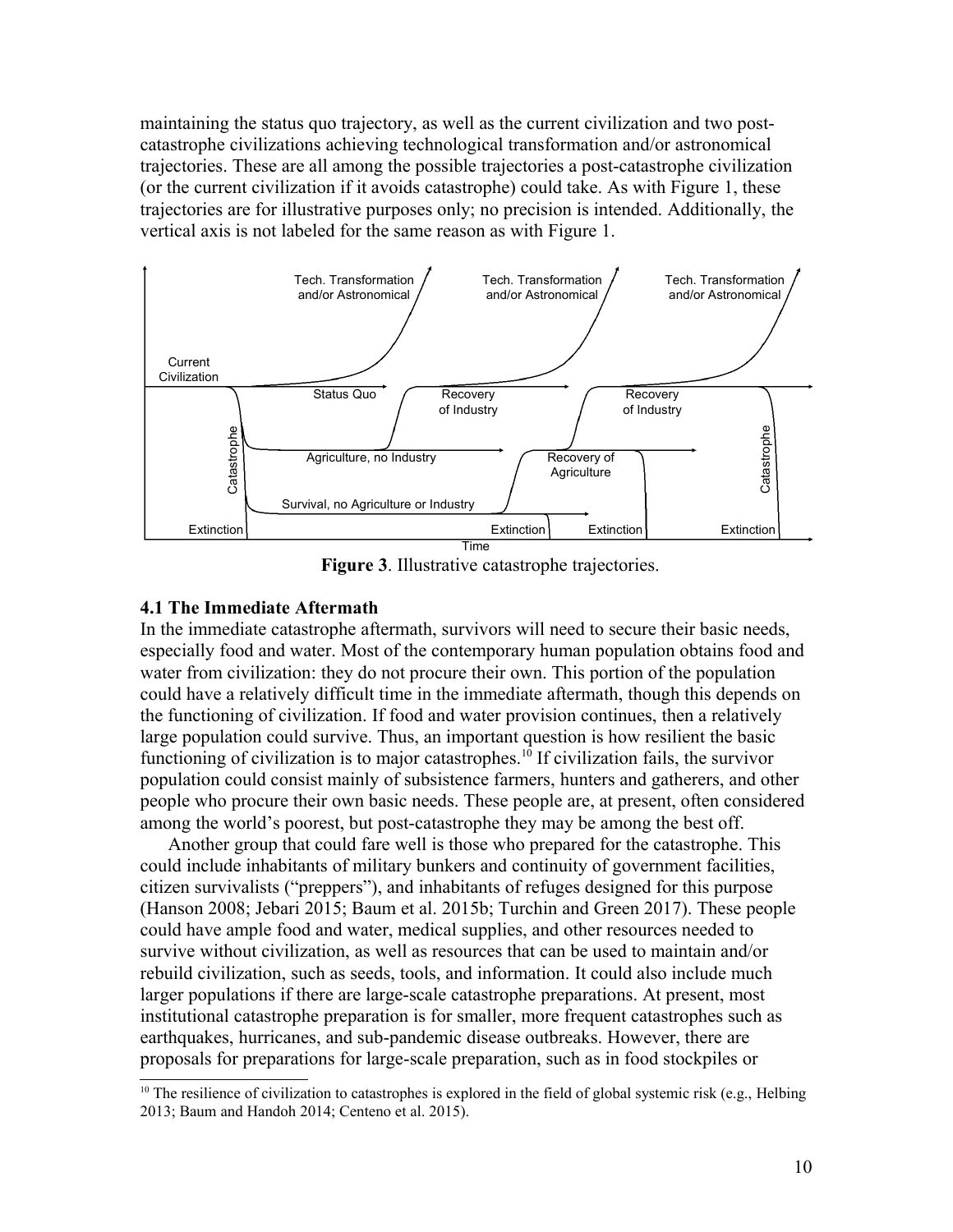maintaining the status quo trajectory, as well as the current civilization and two post-catastrophe civilizations achieving technological transformation and/or astronomical trajectories. These are all among the possible trajectories a post-catastrophe civilization (or the current civilization if it avoids catastrophe) could take. As with Figure 1, these trajectories are for illustrative purposes only; no precision is intended. Additionally, the vertical axis is not labeled for the same reason as with Figure 1.

**Figure 3**. Illustrative catastrophe trajectories.

### 4.1 The Immediate Aftermath

In the immediate catastrophe aftermath, survivors will need to secure their basic needs, especially food and water. Most of the contemporary human population obtains food and water from civilization: they do not procure their own. This portion of the population could have a relatively difficult time in the immediate aftermath, though this depends on the functioning of civilization. If food and water provision continues, then a relatively large population could survive. Thus, an important question is how resilient the basic functioning of civilization is to major catastrophes.[10] If civilization fails, the survivor population could consist mainly of subsistence farmers, hunters and gatherers, and other people who procure their own basic needs. These people are, at present, often considered among the world's poorest, but post-catastrophe they may be among the best off.

Another group that could fare well is those who prepared for the catastrophe. This could include inhabitants of military bunkers and continuity of government facilities, citizen survivalists ("preppers"), and inhabitants of refuges designed for this purpose (Hanson 2008; Jebari 2015; Baum et al. 2015b; Turchin and Green 2017). These people could have ample food and water, medical supplies, and other resources needed to survive without civilization, as well as resources that can be used to maintain and/or rebuild civilization, such as seeds, tools, and information. It could also include much larger populations if there are large-scale catastrophe preparations. At present, most institutional catastrophe preparation is for smaller, more frequent catastrophes such as earthquakes, hurricanes, and sub-pandemic disease outbreaks. However, there are proposals for preparations for large-scale preparation, such as in food stockpiles or

[10] The resilience of civilization to catastrophes is explored in the field of global systemic risk (e.g., Helbing 2013; Baum and Handoh 2014; Centeno et al. 2015).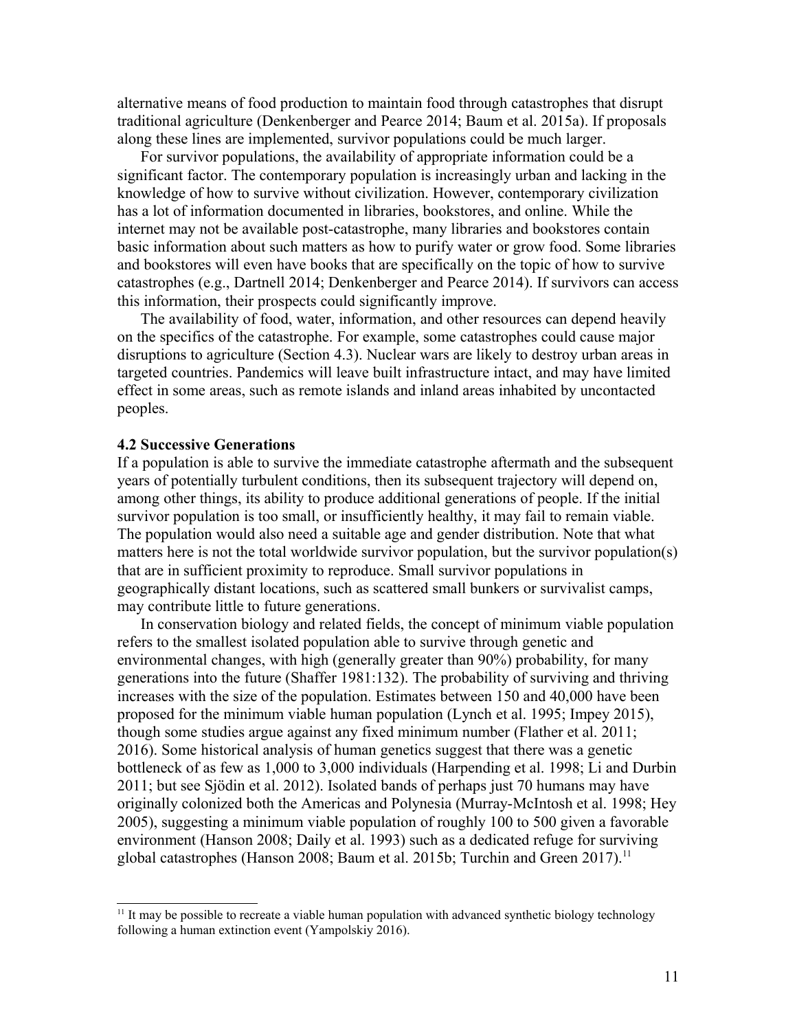alternative means of food production to maintain food through catastrophes that disrupt traditional agriculture (Denkenberger and Pearce 2014; Baum et al. 2015a). If proposals along these lines are implemented, survivor populations could be much larger.

For survivor populations, the availability of appropriate information could be a significant factor. The contemporary population is increasingly urban and lacking in the knowledge of how to survive without civilization. However, contemporary civilization has a lot of information documented in libraries, bookstores, and online. While the internet may not be available post-catastrophe, many libraries and bookstores contain basic information about such matters as how to purify water or grow food. Some libraries and bookstores will even have books that are specifically on the topic of how to survive catastrophes (e.g., Dartnell 2014; Denkenberger and Pearce 2014). If survivors can access this information, their prospects could significantly improve.

The availability of food, water, information, and other resources can depend heavily on the specifics of the catastrophe. For example, some catastrophes could cause major disruptions to agriculture (Section 4.3). Nuclear wars are likely to destroy urban areas in targeted countries. Pandemics will leave built infrastructure intact, and may have limited effect in some areas, such as remote islands and inland areas inhabited by uncontacted peoples.

### 4.2 Successive Generations

If a population is able to survive the immediate catastrophe aftermath and the subsequent years of potentially turbulent conditions, then its subsequent trajectory will depend on, among other things, its ability to produce additional generations of people. If the initial survivor population is too small, or insufficiently healthy, it may fail to remain viable. The population would also need a suitable age and gender distribution. Note that what matters here is not the total worldwide survivor population, but the survivor population(s) that are in sufficient proximity to reproduce. Small survivor populations in geographically distant locations, such as scattered small bunkers or survivalist camps, may contribute little to future generations.

In conservation biology and related fields, the concept of minimum viable population refers to the smallest isolated population able to survive through genetic and environmental changes, with high (generally greater than 90%) probability, for many generations into the future (Shaffer 1981:132). The probability of surviving and thriving increases with the size of the population. Estimates between 150 and 40,000 have been proposed for the minimum viable human population (Lynch et al. 1995; Impey 2015), though some studies argue against any fixed minimum number (Flather et al. 2011; 2016). Some historical analysis of human genetics suggest that there was a genetic bottleneck of as few as 1,000 to 3,000 individuals (Harpending et al. 1998; Li and Durbin 2011; but see Sjödin et al. 2012). Isolated bands of perhaps just 70 humans may have originally colonized both the Americas and Polynesia (Murray-McIntosh et al. 1998; Hey 2005), suggesting a minimum viable population of roughly 100 to 500 given a favorable environment (Hanson 2008; Daily et al. 1993) such as a dedicated refuge for surviving global catastrophes (Hanson 2008; Baum et al. 2015b; Turchin and Green 2017).[11]

[11] It may be possible to recreate a viable human population with advanced synthetic biology technology following a human extinction event (Yampolskiy 2016).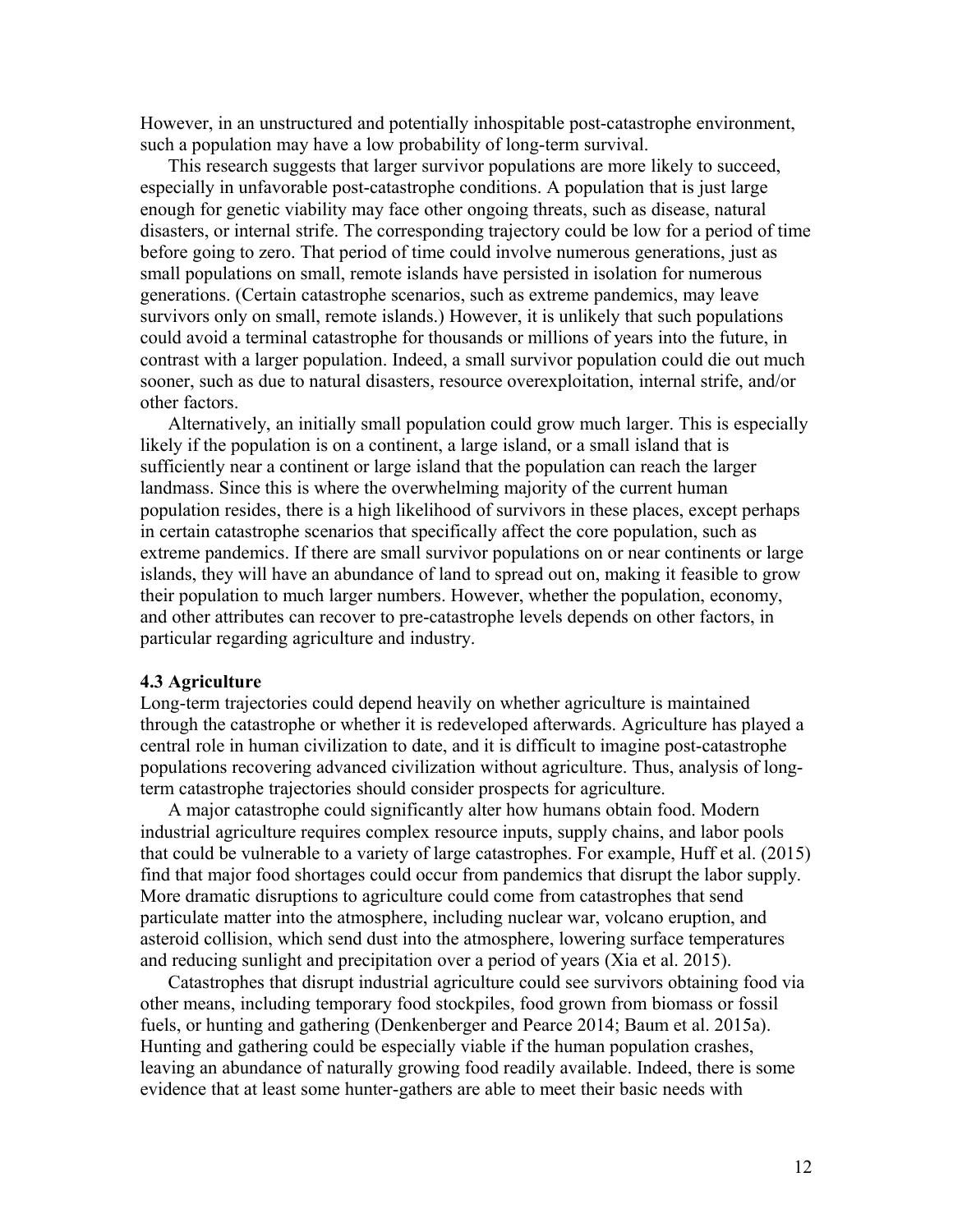However, in an unstructured and potentially inhospitable post-catastrophe environment, such a population may have a low probability of long-term survival.

This research suggests that larger survivor populations are more likely to succeed, especially in unfavorable post-catastrophe conditions. A population that is just large enough for genetic viability may face other ongoing threats, such as disease, natural disasters, or internal strife. The corresponding trajectory could be low for a period of time before going to zero. That period of time could involve numerous generations, just as small populations on small, remote islands have persisted in isolation for numerous generations. (Certain catastrophe scenarios, such as extreme pandemics, may leave survivors only on small, remote islands.) However, it is unlikely that such populations could avoid a terminal catastrophe for thousands or millions of years into the future, in contrast with a larger population. Indeed, a small survivor population could die out much sooner, such as due to natural disasters, resource overexploitation, internal strife, and/or other factors.

Alternatively, an initially small population could grow much larger. This is especially likely if the population is on a continent, a large island, or a small island that is sufficiently near a continent or large island that the population can reach the larger landmass. Since this is where the overwhelming majority of the current human population resides, there is a high likelihood of survivors in these places, except perhaps in certain catastrophe scenarios that specifically affect the core population, such as extreme pandemics. If there are small survivor populations on or near continents or large islands, they will have an abundance of land to spread out on, making it feasible to grow their population to much larger numbers. However, whether the population, economy, and other attributes can recover to pre-catastrophe levels depends on other factors, in particular regarding agriculture and industry.

### 4.3 Agriculture

Long-term trajectories could depend heavily on whether agriculture is maintained through the catastrophe or whether it is redeveloped afterwards. Agriculture has played a central role in human civilization to date, and it is difficult to imagine post-catastrophe populations recovering advanced civilization without agriculture. Thus, analysis of long-term catastrophe trajectories should consider prospects for agriculture.

A major catastrophe could significantly alter how humans obtain food. Modern industrial agriculture requires complex resource inputs, supply chains, and labor pools that could be vulnerable to a variety of large catastrophes. For example, Huff et al. (2015) find that major food shortages could occur from pandemics that disrupt the labor supply. More dramatic disruptions to agriculture could come from catastrophes that send particulate matter into the atmosphere, including nuclear war, volcano eruption, and asteroid collision, which send dust into the atmosphere, lowering surface temperatures and reducing sunlight and precipitation over a period of years (Xia et al. 2015).

Catastrophes that disrupt industrial agriculture could see survivors obtaining food via other means, including temporary food stockpiles, food grown from biomass or fossil fuels, or hunting and gathering (Denkenberger and Pearce 2014; Baum et al. 2015a). Hunting and gathering could be especially viable if the human population crashes, leaving an abundance of naturally growing food readily available. Indeed, there is some evidence that at least some hunter-gathers are able to meet their basic needs with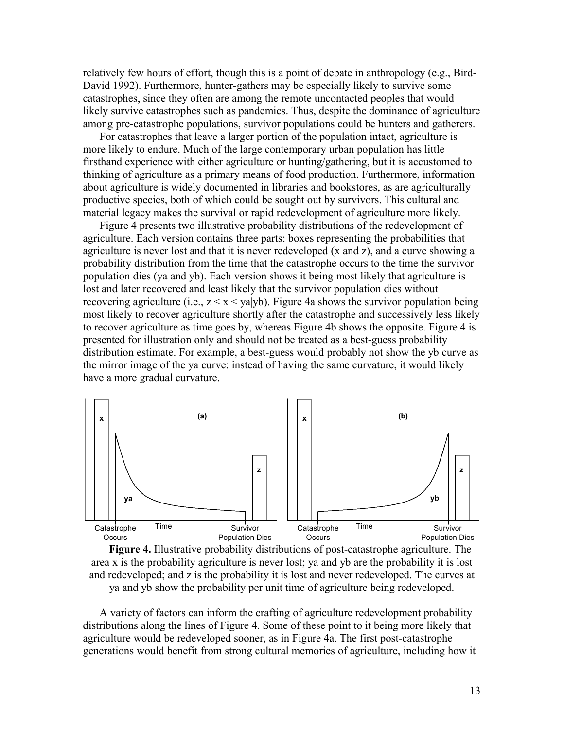relatively few hours of effort, though this is a point of debate in anthropology (e.g., Bird-David 1992). Furthermore, hunter-gathers may be especially likely to survive some catastrophes, since they often are among the remote uncontacted peoples that would likely survive catastrophes such as pandemics. Thus, despite the dominance of agriculture among pre-catastrophe populations, survivor populations could be hunters and gatherers.

For catastrophes that leave a larger portion of the population intact, agriculture is more likely to endure. Much of the large contemporary urban population has little firsthand experience with either agriculture or hunting/gathering, but it is accustomed to thinking of agriculture as a primary means of food production. Furthermore, information about agriculture is widely documented in libraries and bookstores, as are agriculturally productive species, both of which could be sought out by survivors. This cultural and material legacy makes the survival or rapid redevelopment of agriculture more likely.

Figure 4 presents two illustrative probability distributions of the redevelopment of agriculture. Each version contains three parts: boxes representing the probabilities that agriculture is never lost and that it is never redeveloped (x and z), and a curve showing a probability distribution from the time that the catastrophe occurs to the time the survivor population dies (ya and yb). Each version shows it being most likely that agriculture is lost and later recovered and least likely that the survivor population dies without recovering agriculture (i.e., $z < x < ya|yb$). Figure 4a shows the survivor population being most likely to recover agriculture shortly after the catastrophe and successively less likely to recover agriculture as time goes by, whereas Figure 4b shows the opposite. Figure 4 is presented for illustration only and should not be treated as a best-guess probability distribution estimate. For example, a best-guess would probably not show the yb curve as the mirror image of the ya curve: instead of having the same curvature, it would likely have a more gradual curvature.

**Figure 4.** Illustrative probability distributions of post-catastrophe agriculture. The area x is the probability agriculture is never lost; ya and yb are the probability it is lost and redeveloped; and z is the probability it is lost and never redeveloped. The curves at ya and yb show the probability per unit time of agriculture being redeveloped.

A variety of factors can inform the crafting of agriculture redevelopment probability distributions along the lines of Figure 4. Some of these point to it being more likely that agriculture would be redeveloped sooner, as in Figure 4a. The first post-catastrophe generations would benefit from strong cultural memories of agriculture, including how it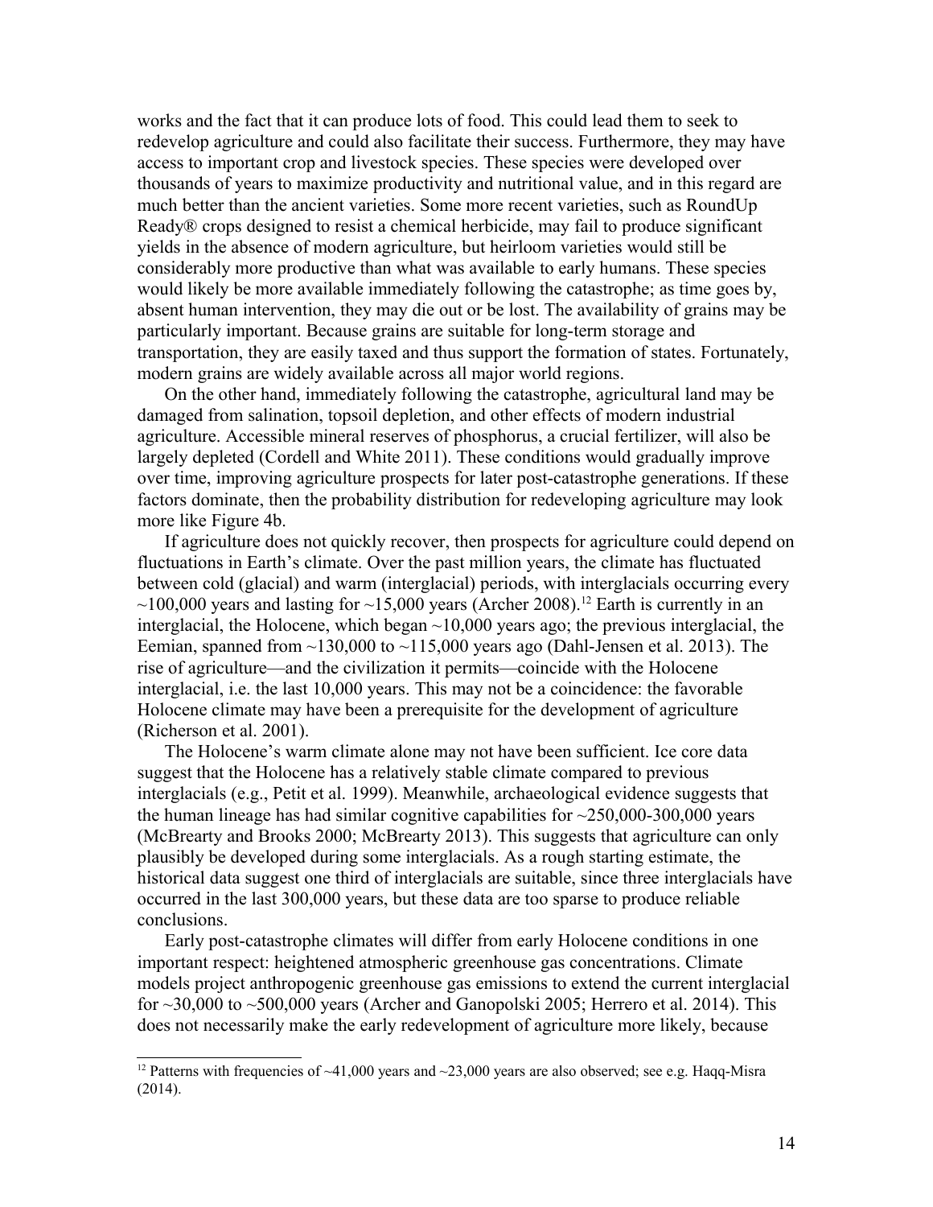works and the fact that it can produce lots of food. This could lead them to seek to redevelop agriculture and could also facilitate their success. Furthermore, they may have access to important crop and livestock species. These species were developed over thousands of years to maximize productivity and nutritional value, and in this regard are much better than the ancient varieties. Some more recent varieties, such as RoundUp Ready® crops designed to resist a chemical herbicide, may fail to produce significant yields in the absence of modern agriculture, but heirloom varieties would still be considerably more productive than what was available to early humans. These species would likely be more available immediately following the catastrophe; as time goes by, absent human intervention, they may die out or be lost. The availability of grains may be particularly important. Because grains are suitable for long-term storage and transportation, they are easily taxed and thus support the formation of states. Fortunately, modern grains are widely available across all major world regions.

On the other hand, immediately following the catastrophe, agricultural land may be damaged from salination, topsoil depletion, and other effects of modern industrial agriculture. Accessible mineral reserves of phosphorus, a crucial fertilizer, will also be largely depleted (Cordell and White 2011). These conditions would gradually improve over time, improving agriculture prospects for later post-catastrophe generations. If these factors dominate, then the probability distribution for redeveloping agriculture may look more like Figure 4b.

If agriculture does not quickly recover, then prospects for agriculture could depend on fluctuations in Earth's climate. Over the past million years, the climate has fluctuated between cold (glacial) and warm (interglacial) periods, with interglacials occurring every ~100,000 years and lasting for ~15,000 years (Archer 2008).[12] Earth is currently in an interglacial, the Holocene, which began ~10,000 years ago; the previous interglacial, the Eemian, spanned from ~130,000 to ~115,000 years ago (Dahl-Jensen et al. 2013). The rise of agriculture—and the civilization it permits—coincide with the Holocene interglacial, i.e. the last 10,000 years. This may not be a coincidence: the favorable Holocene climate may have been a prerequisite for the development of agriculture (Richerson et al. 2001).

The Holocene's warm climate alone may not have been sufficient. Ice core data suggest that the Holocene has a relatively stable climate compared to previous interglacials (e.g., Petit et al. 1999). Meanwhile, archaeological evidence suggests that the human lineage has had similar cognitive capabilities for ~250,000-300,000 years (McBrearty and Brooks 2000; McBrearty 2013). This suggests that agriculture can only plausibly be developed during some interglacials. As a rough starting estimate, the historical data suggest one third of interglacials are suitable, since three interglacials have occurred in the last 300,000 years, but these data are too sparse to produce reliable conclusions.

Early post-catastrophe climates will differ from early Holocene conditions in one important respect: heightened atmospheric greenhouse gas concentrations. Climate models project anthropogenic greenhouse gas emissions to extend the current interglacial for ~30,000 to ~500,000 years (Archer and Ganopolski 2005; Herrero et al. 2014). This does not necessarily make the early redevelopment of agriculture more likely, because

[12] Patterns with frequencies of ~41,000 years and ~23,000 years are also observed; see e.g. Haqq-Misra (2014).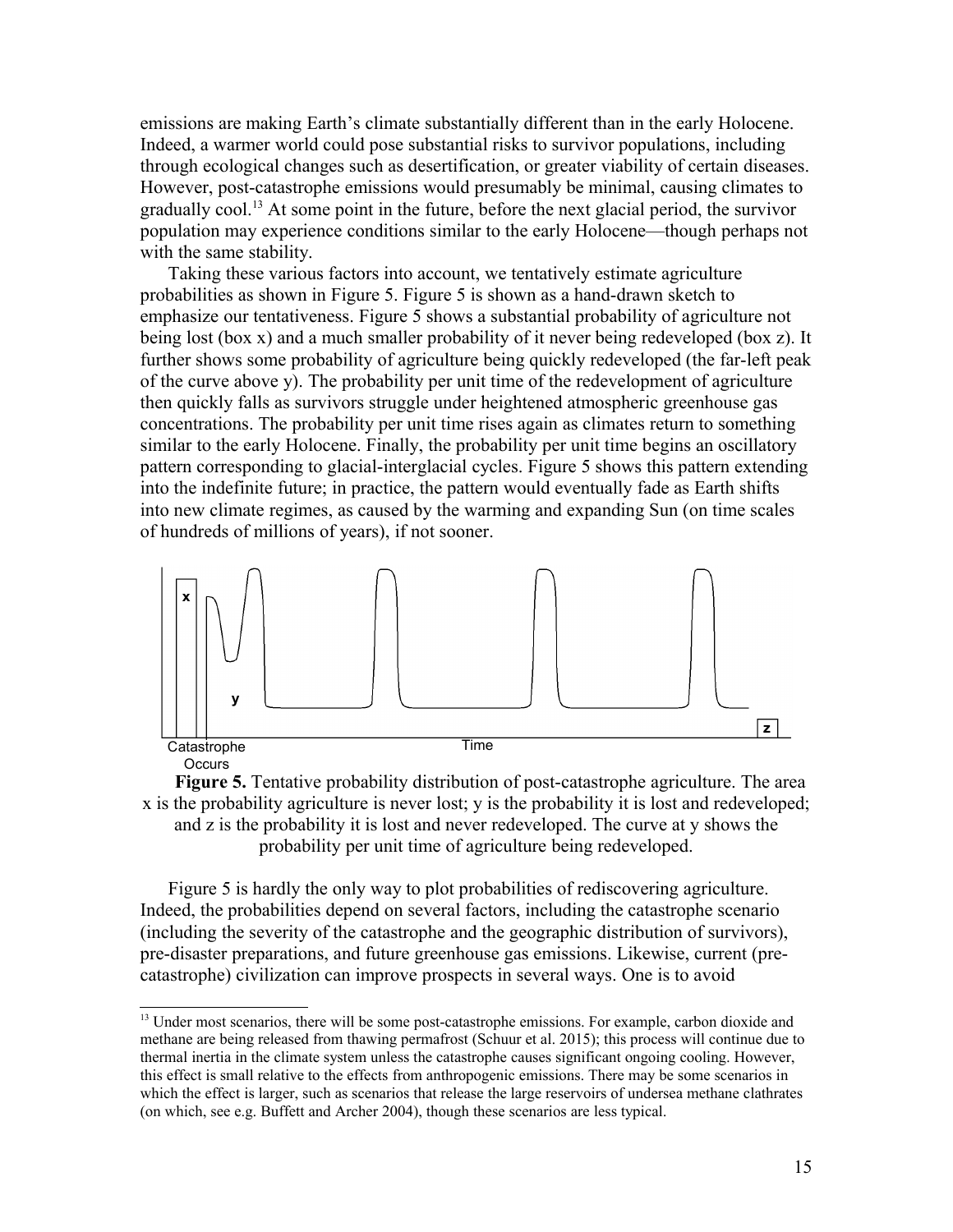emissions are making Earth's climate substantially different than in the early Holocene. Indeed, a warmer world could pose substantial risks to survivor populations, including through ecological changes such as desertification, or greater viability of certain diseases. However, post-catastrophe emissions would presumably be minimal, causing climates to gradually cool.[13] At some point in the future, before the next glacial period, the survivor population may experience conditions similar to the early Holocene—though perhaps not with the same stability.

Taking these various factors into account, we tentatively estimate agriculture probabilities as shown in Figure 5. Figure 5 is shown as a hand-drawn sketch to emphasize our tentativeness. Figure 5 shows a substantial probability of agriculture not being lost (box x) and a much smaller probability of it never being redeveloped (box z). It further shows some probability of agriculture being quickly redeveloped (the far-left peak of the curve above y). The probability per unit time of the redevelopment of agriculture then quickly falls as survivors struggle under heightened atmospheric greenhouse gas concentrations. The probability per unit time rises again as climates return to something similar to the early Holocene. Finally, the probability per unit time begins an oscillatory pattern corresponding to glacial-interglacial cycles. Figure 5 shows this pattern extending into the indefinite future; in practice, the pattern would eventually fade as Earth shifts into new climate regimes, as caused by the warming and expanding Sun (on time scales of hundreds of millions of years), if not sooner.

**Figure 5.** Tentative probability distribution of post-catastrophe agriculture. The area x is the probability agriculture is never lost; y is the probability it is lost and redeveloped; and z is the probability it is lost and never redeveloped. The curve at y shows the probability per unit time of agriculture being redeveloped.

Figure 5 is hardly the only way to plot probabilities of rediscovering agriculture. Indeed, the probabilities depend on several factors, including the catastrophe scenario (including the severity of the catastrophe and the geographic distribution of survivors), pre-disaster preparations, and future greenhouse gas emissions. Likewise, current (pre-catastrophe) civilization can improve prospects in several ways. One is to avoid

[13] Under most scenarios, there will be some post-catastrophe emissions. For example, carbon dioxide and methane are being released from thawing permafrost (Schuur et al. 2015); this process will continue due to thermal inertia in the climate system unless the catastrophe causes significant ongoing cooling. However, this effect is small relative to the effects from anthropogenic emissions. There may be some scenarios in which the effect is larger, such as scenarios that release the large reservoirs of undersea methane clathrates (on which, see e.g. Buffett and Archer 2004), though these scenarios are less typical.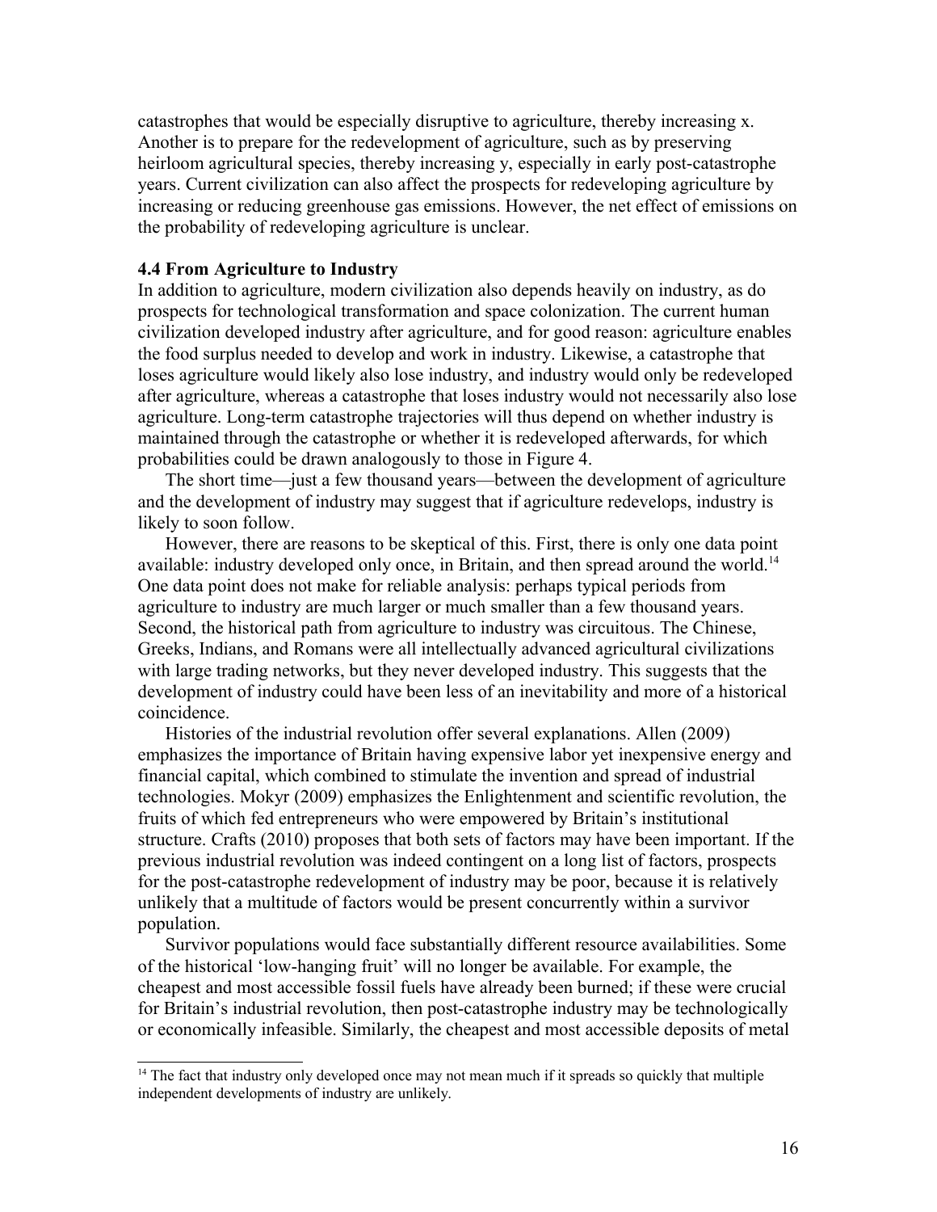catastrophes that would be especially disruptive to agriculture, thereby increasing x. Another is to prepare for the redevelopment of agriculture, such as by preserving heirloom agricultural species, thereby increasing y, especially in early post-catastrophe years. Current civilization can also affect the prospects for redeveloping agriculture by increasing or reducing greenhouse gas emissions. However, the net effect of emissions on the probability of redeveloping agriculture is unclear.

### 4.4 From Agriculture to Industry

In addition to agriculture, modern civilization also depends heavily on industry, as do prospects for technological transformation and space colonization. The current human civilization developed industry after agriculture, and for good reason: agriculture enables the food surplus needed to develop and work in industry. Likewise, a catastrophe that loses agriculture would likely also lose industry, and industry would only be redeveloped after agriculture, whereas a catastrophe that loses industry would not necessarily also lose agriculture. Long-term catastrophe trajectories will thus depend on whether industry is maintained through the catastrophe or whether it is redeveloped afterwards, for which probabilities could be drawn analogously to those in Figure 4.

The short time—just a few thousand years—between the development of agriculture and the development of industry may suggest that if agriculture redevelops, industry is likely to soon follow.

However, there are reasons to be skeptical of this. First, there is only one data point available: industry developed only once, in Britain, and then spread around the world.[14] One data point does not make for reliable analysis: perhaps typical periods from agriculture to industry are much larger or much smaller than a few thousand years. Second, the historical path from agriculture to industry was circuitous. The Chinese, Greeks, Indians, and Romans were all intellectually advanced agricultural civilizations with large trading networks, but they never developed industry. This suggests that the development of industry could have been less of an inevitability and more of a historical coincidence.

Histories of the industrial revolution offer several explanations. Allen (2009) emphasizes the importance of Britain having expensive labor yet inexpensive energy and financial capital, which combined to stimulate the invention and spread of industrial technologies. Mokyr (2009) emphasizes the Enlightenment and scientific revolution, the fruits of which fed entrepreneurs who were empowered by Britain's institutional structure. Crafts (2010) proposes that both sets of factors may have been important. If the previous industrial revolution was indeed contingent on a long list of factors, prospects for the post-catastrophe redevelopment of industry may be poor, because it is relatively unlikely that a multitude of factors would be present concurrently within a survivor population.

Survivor populations would face substantially different resource availabilities. Some of the historical 'low-hanging fruit' will no longer be available. For example, the cheapest and most accessible fossil fuels have already been burned; if these were crucial for Britain's industrial revolution, then post-catastrophe industry may be technologically or economically infeasible. Similarly, the cheapest and most accessible deposits of metal

[14] The fact that industry only developed once may not mean much if it spreads so quickly that multiple independent developments of industry are unlikely.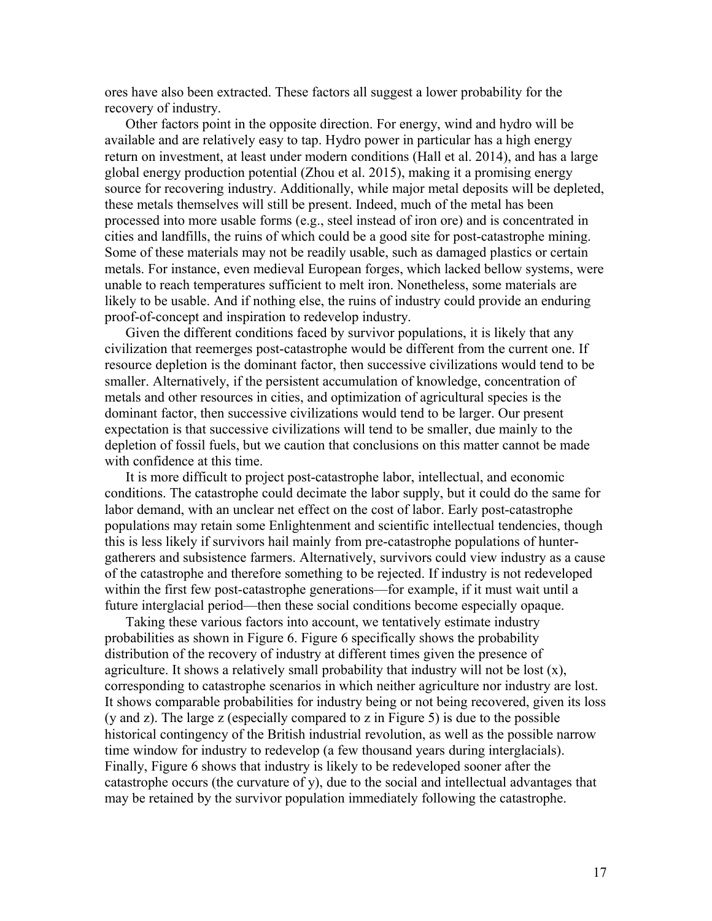ores have also been extracted. These factors all suggest a lower probability for the recovery of industry.

Other factors point in the opposite direction. For energy, wind and hydro will be available and are relatively easy to tap. Hydro power in particular has a high energy return on investment, at least under modern conditions (Hall et al. 2014), and has a large global energy production potential (Zhou et al. 2015), making it a promising energy source for recovering industry. Additionally, while major metal deposits will be depleted, these metals themselves will still be present. Indeed, much of the metal has been processed into more usable forms (e.g., steel instead of iron ore) and is concentrated in cities and landfills, the ruins of which could be a good site for post-catastrophe mining. Some of these materials may not be readily usable, such as damaged plastics or certain metals. For instance, even medieval European forges, which lacked bellow systems, were unable to reach temperatures sufficient to melt iron. Nonetheless, some materials are likely to be usable. And if nothing else, the ruins of industry could provide an enduring proof-of-concept and inspiration to redevelop industry.

Given the different conditions faced by survivor populations, it is likely that any civilization that reemerges post-catastrophe would be different from the current one. If resource depletion is the dominant factor, then successive civilizations would tend to be smaller. Alternatively, if the persistent accumulation of knowledge, concentration of metals and other resources in cities, and optimization of agricultural species is the dominant factor, then successive civilizations would tend to be larger. Our present expectation is that successive civilizations will tend to be smaller, due mainly to the depletion of fossil fuels, but we caution that conclusions on this matter cannot be made with confidence at this time.

It is more difficult to project post-catastrophe labor, intellectual, and economic conditions. The catastrophe could decimate the labor supply, but it could do the same for labor demand, with an unclear net effect on the cost of labor. Early post-catastrophe populations may retain some Enlightenment and scientific intellectual tendencies, though this is less likely if survivors hail mainly from pre-catastrophe populations of hunter-gatherers and subsistence farmers. Alternatively, survivors could view industry as a cause of the catastrophe and therefore something to be rejected. If industry is not redeveloped within the first few post-catastrophe generations—for example, if it must wait until a future interglacial period—then these social conditions become especially opaque.

Taking these various factors into account, we tentatively estimate industry probabilities as shown in Figure 6. Figure 6 specifically shows the probability distribution of the recovery of industry at different times given the presence of agriculture. It shows a relatively small probability that industry will not be lost ($x$), corresponding to catastrophe scenarios in which neither agriculture nor industry are lost. It shows comparable probabilities for industry being or not being recovered, given its loss ($y$ and $z$). The large $z$ (especially compared to $z$ in Figure 5) is due to the possible historical contingency of the British industrial revolution, as well as the possible narrow time window for industry to redevelop (a few thousand years during interglacials). Finally, Figure 6 shows that industry is likely to be redeveloped sooner after the catastrophe occurs (the curvature of $y$), due to the social and intellectual advantages that may be retained by the survivor population immediately following the catastrophe.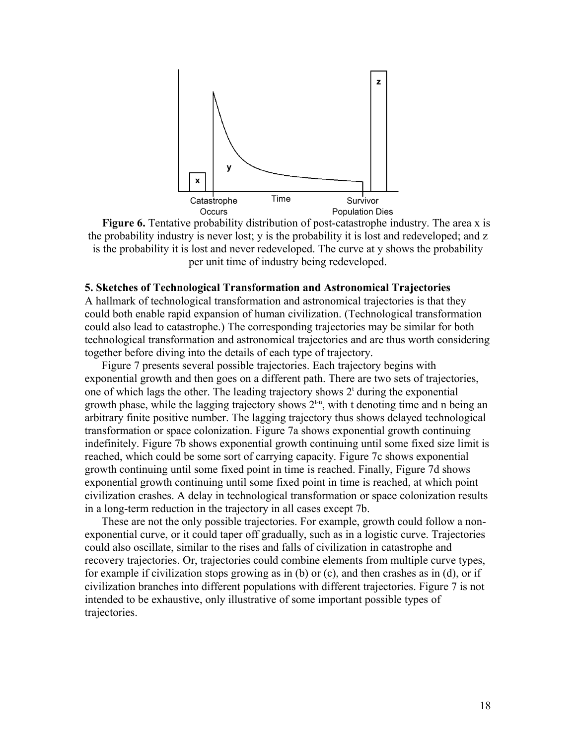**Figure 6.** Tentative probability distribution of post-catastrophe industry. The area x is the probability industry is never lost; y is the probability it is lost and redeveloped; and z is the probability it is lost and never redeveloped. The curve at y shows the probability per unit time of industry being redeveloped.

### 5. Sketches of Technological Transformation and Astronomical Trajectories

A hallmark of technological transformation and astronomical trajectories is that they could both enable rapid expansion of human civilization. (Technological transformation could also lead to catastrophe.) The corresponding trajectories may be similar for both technological transformation and astronomical trajectories and are thus worth considering together before diving into the details of each type of trajectory.

Figure 7 presents several possible trajectories. Each trajectory begins with exponential growth and then goes on a different path. There are two sets of trajectories, one of which lags the other. The leading trajectory shows $2^t$ during the exponential growth phase, while the lagging trajectory shows $2^{t-n}$, with t denoting time and n being an arbitrary finite positive number. The lagging trajectory thus shows delayed technological transformation or space colonization. Figure 7a shows exponential growth continuing indefinitely. Figure 7b shows exponential growth continuing until some fixed size limit is reached, which could be some sort of carrying capacity. Figure 7c shows exponential growth continuing until some fixed point in time is reached. Finally, Figure 7d shows exponential growth continuing until some fixed point in time is reached, at which point civilization crashes. A delay in technological transformation or space colonization results in a long-term reduction in the trajectory in all cases except 7b.

These are not the only possible trajectories. For example, growth could follow a non-exponential curve, or it could taper off gradually, such as in a logistic curve. Trajectories could also oscillate, similar to the rises and falls of civilization in catastrophe and recovery trajectories. Or, trajectories could combine elements from multiple curve types, for example if civilization stops growing as in (b) or (c), and then crashes as in (d), or if civilization branches into different populations with different trajectories. Figure 7 is not intended to be exhaustive, only illustrative of some important possible types of trajectories.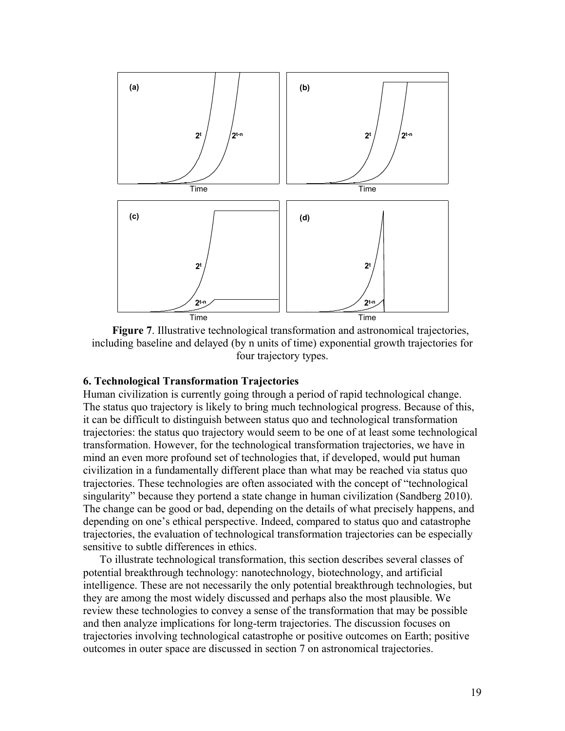**Figure 7**. Illustrative technological transformation and astronomical trajectories, including baseline and delayed (by n units of time) exponential growth trajectories for four trajectory types.

## 6. Technological Transformation Trajectories

Human civilization is currently going through a period of rapid technological change. The status quo trajectory is likely to bring much technological progress. Because of this, it can be difficult to distinguish between status quo and technological transformation trajectories: the status quo trajectory would seem to be one of at least some technological transformation. However, for the technological transformation trajectories, we have in mind an even more profound set of technologies that, if developed, would put human civilization in a fundamentally different place than what may be reached via status quo trajectories. These technologies are often associated with the concept of "technological singularity" because they portend a state change in human civilization (Sandberg 2010). The change can be good or bad, depending on the details of what precisely happens, and depending on one's ethical perspective. Indeed, compared to status quo and catastrophe trajectories, the evaluation of technological transformation trajectories can be especially sensitive to subtle differences in ethics.

To illustrate technological transformation, this section describes several classes of potential breakthrough technology: nanotechnology, biotechnology, and artificial intelligence. These are not necessarily the only potential breakthrough technologies, but they are among the most widely discussed and perhaps also the most plausible. We review these technologies to convey a sense of the transformation that may be possible and then analyze implications for long-term trajectories. The discussion focuses on trajectories involving technological catastrophe or positive outcomes on Earth; positive outcomes in outer space are discussed in section 7 on astronomical trajectories.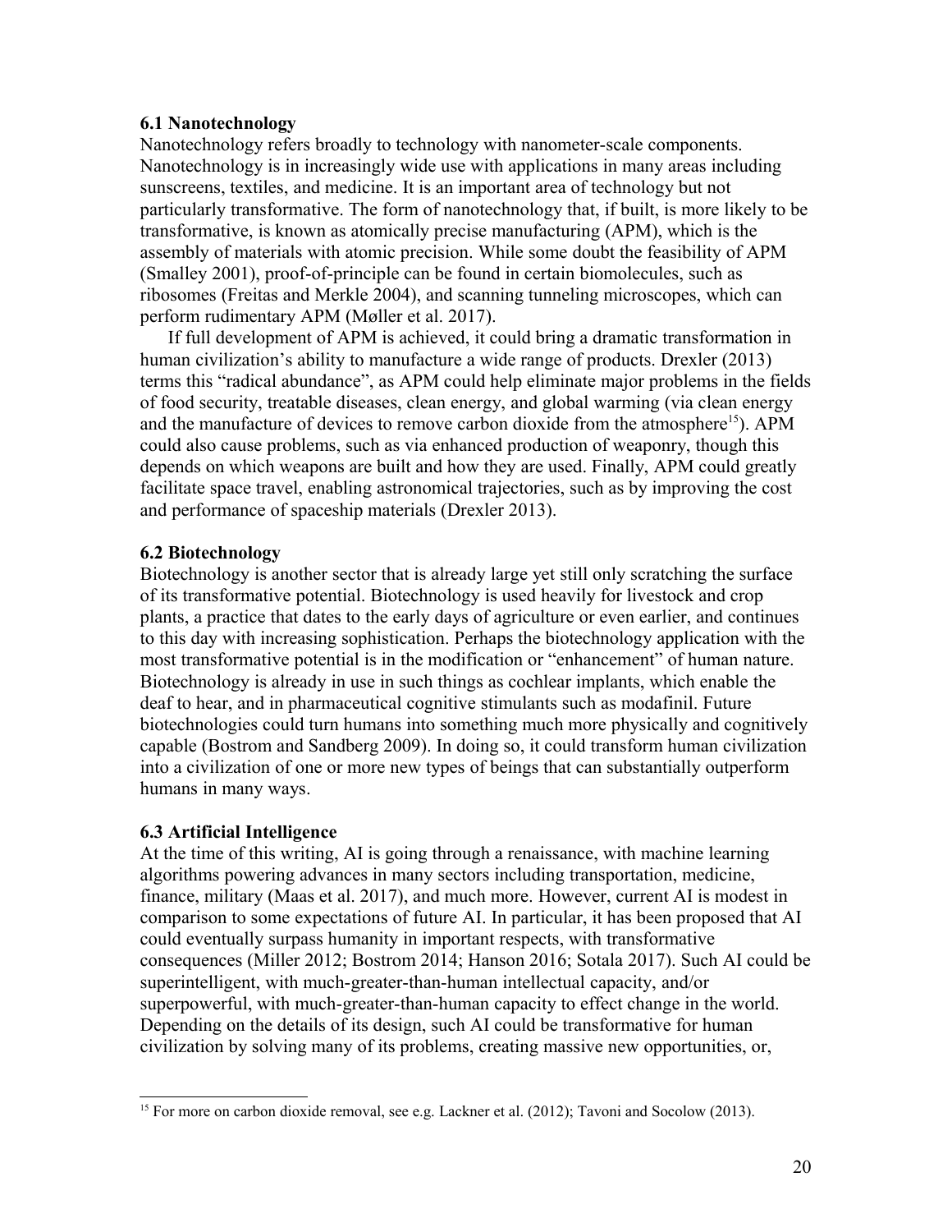### 6.1 Nanotechnology

Nanotechnology refers broadly to technology with nanometer-scale components. Nanotechnology is in increasingly wide use with applications in many areas including sunscreens, textiles, and medicine. It is an important area of technology but not particularly transformative. The form of nanotechnology that, if built, is more likely to be transformative, is known as atomically precise manufacturing (APM), which is the assembly of materials with atomic precision. While some doubt the feasibility of APM (Smalley 2001), proof-of-principle can be found in certain biomolecules, such as ribosomes (Freitas and Merkle 2004), and scanning tunneling microscopes, which can perform rudimentary APM (Møller et al. 2017).

If full development of APM is achieved, it could bring a dramatic transformation in human civilization's ability to manufacture a wide range of products. Drexler (2013) terms this "radical abundance", as APM could help eliminate major problems in the fields of food security, treatable diseases, clean energy, and global warming (via clean energy and the manufacture of devices to remove carbon dioxide from the atmosphere[15]). APM could also cause problems, such as via enhanced production of weaponry, though this depends on which weapons are built and how they are used. Finally, APM could greatly facilitate space travel, enabling astronomical trajectories, such as by improving the cost and performance of spaceship materials (Drexler 2013).

### 6.2 Biotechnology

Biotechnology is another sector that is already large yet still only scratching the surface of its transformative potential. Biotechnology is used heavily for livestock and crop plants, a practice that dates to the early days of agriculture or even earlier, and continues to this day with increasing sophistication. Perhaps the biotechnology application with the most transformative potential is in the modification or "enhancement" of human nature. Biotechnology is already in use in such things as cochlear implants, which enable the deaf to hear, and in pharmaceutical cognitive stimulants such as modafinil. Future biotechnologies could turn humans into something much more physically and cognitively capable (Bostrom and Sandberg 2009). In doing so, it could transform human civilization into a civilization of one or more new types of beings that can substantially outperform humans in many ways.

### 6.3 Artificial Intelligence

At the time of this writing, AI is going through a renaissance, with machine learning algorithms powering advances in many sectors including transportation, medicine, finance, military (Maas et al. 2017), and much more. However, current AI is modest in comparison to some expectations of future AI. In particular, it has been proposed that AI could eventually surpass humanity in important respects, with transformative consequences (Miller 2012; Bostrom 2014; Hanson 2016; Sotala 2017). Such AI could be superintelligent, with much-greater-than-human intellectual capacity, and/or superpowerful, with much-greater-than-human capacity to effect change in the world. Depending on the details of its design, such AI could be transformative for human civilization by solving many of its problems, creating massive new opportunities, or,

[15] For more on carbon dioxide removal, see e.g. Lackner et al. (2012); Tavoni and Socolow (2013).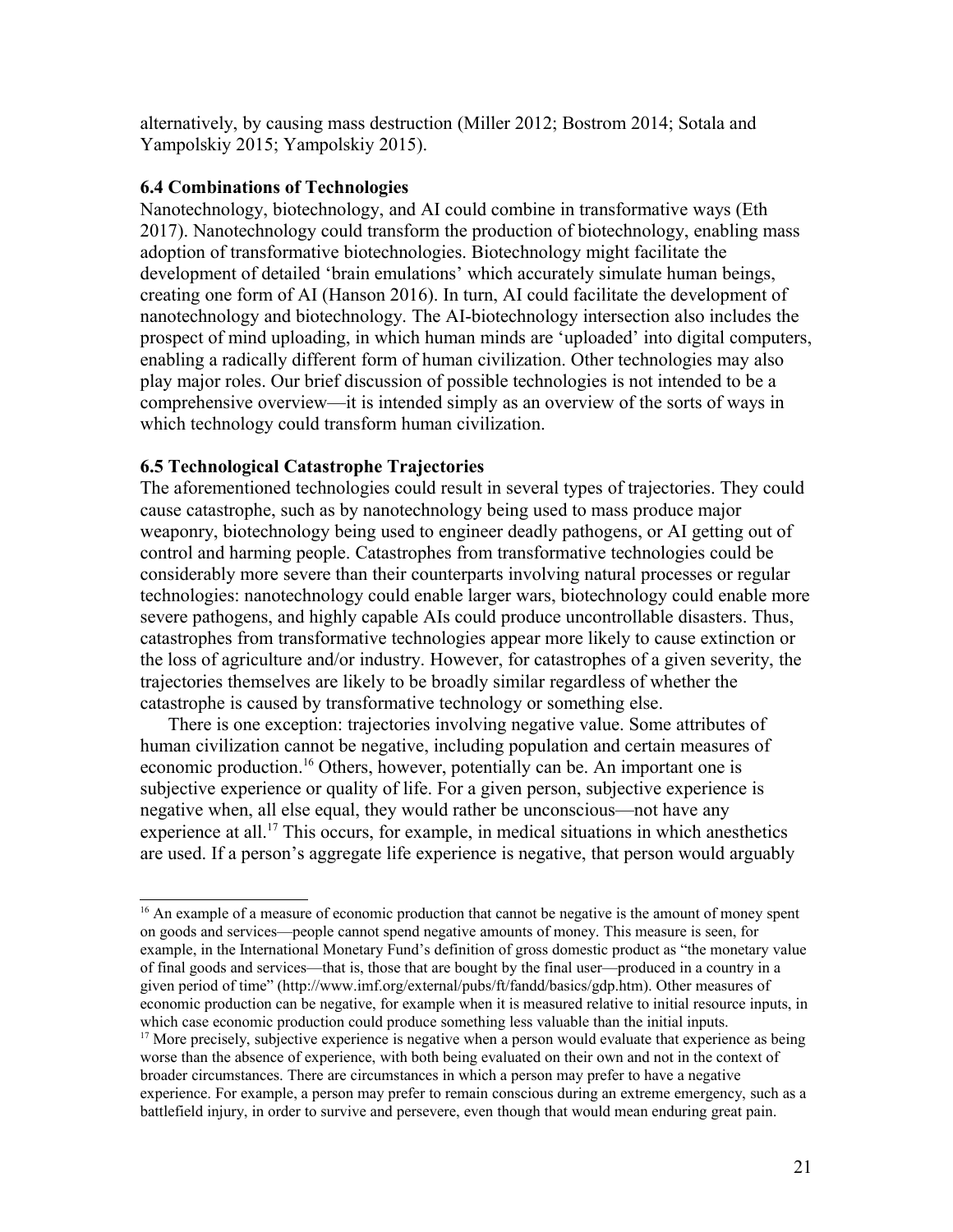alternatively, by causing mass destruction (Miller 2012; Bostrom 2014; Sotala and Yampolskiy 2015; Yampolskiy 2015).

### 6.4 Combinations of Technologies

Nanotechnology, biotechnology, and AI could combine in transformative ways (Eth 2017). Nanotechnology could transform the production of biotechnology, enabling mass adoption of transformative biotechnologies. Biotechnology might facilitate the development of detailed 'brain emulations' which accurately simulate human beings, creating one form of AI (Hanson 2016). In turn, AI could facilitate the development of nanotechnology and biotechnology. The AI-biotechnology intersection also includes the prospect of mind uploading, in which human minds are 'uploaded' into digital computers, enabling a radically different form of human civilization. Other technologies may also play major roles. Our brief discussion of possible technologies is not intended to be a comprehensive overview—it is intended simply as an overview of the sorts of ways in which technology could transform human civilization.

### 6.5 Technological Catastrophe Trajectories

The aforementioned technologies could result in several types of trajectories. They could cause catastrophe, such as by nanotechnology being used to mass produce major weaponry, biotechnology being used to engineer deadly pathogens, or AI getting out of control and harming people. Catastrophes from transformative technologies could be considerably more severe than their counterparts involving natural processes or regular technologies: nanotechnology could enable larger wars, biotechnology could enable more severe pathogens, and highly capable AIs could produce uncontrollable disasters. Thus, catastrophes from transformative technologies appear more likely to cause extinction or the loss of agriculture and/or industry. However, for catastrophes of a given severity, the trajectories themselves are likely to be broadly similar regardless of whether the catastrophe is caused by transformative technology or something else.

There is one exception: trajectories involving negative value. Some attributes of human civilization cannot be negative, including population and certain measures of economic production.[16] Others, however, potentially can be. An important one is subjective experience or quality of life. For a given person, subjective experience is negative when, all else equal, they would rather be unconscious—not have any experience at all.[17] This occurs, for example, in medical situations in which anesthetics are used. If a person's aggregate life experience is negative, that person would arguably

---

[16] An example of a measure of economic production that cannot be negative is the amount of money spent on goods and services—people cannot spend negative amounts of money. This measure is seen, for example, in the International Monetary Fund's definition of gross domestic product as "the monetary value of final goods and services—that is, those that are bought by the final user—produced in a country in a given period of time" (http://www.imf.org/external/pubs/ft/fandd/basics/gdp.htm). Other measures of economic production can be negative, for example when it is measured relative to initial resource inputs, in which case economic production could produce something less valuable than the initial inputs.

[17] More precisely, subjective experience is negative when a person would evaluate that experience as being worse than the absence of experience, with both being evaluated on their own and not in the context of broader circumstances. There are circumstances in which a person may prefer to have a negative experience. For example, a person may prefer to remain conscious during an extreme emergency, such as a battlefield injury, in order to survive and persevere, even though that would mean enduring great pain.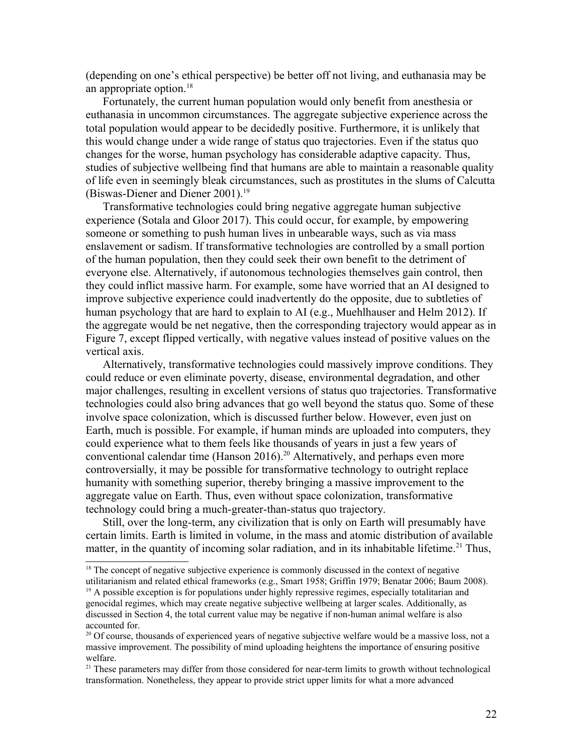(depending on one's ethical perspective) be better off not living, and euthanasia may be an appropriate option.[18]

Fortunately, the current human population would only benefit from anesthesia or euthanasia in uncommon circumstances. The aggregate subjective experience across the total population would appear to be decidedly positive. Furthermore, it is unlikely that this would change under a wide range of status quo trajectories. Even if the status quo changes for the worse, human psychology has considerable adaptive capacity. Thus, studies of subjective wellbeing find that humans are able to maintain a reasonable quality of life even in seemingly bleak circumstances, such as prostitutes in the slums of Calcutta (Biswas-Diener and Diener 2001).[19]

Transformative technologies could bring negative aggregate human subjective experience (Sotala and Gloor 2017). This could occur, for example, by empowering someone or something to push human lives in unbearable ways, such as via mass enslavement or sadism. If transformative technologies are controlled by a small portion of the human population, then they could seek their own benefit to the detriment of everyone else. Alternatively, if autonomous technologies themselves gain control, then they could inflict massive harm. For example, some have worried that an AI designed to improve subjective experience could inadvertently do the opposite, due to subtleties of human psychology that are hard to explain to AI (e.g., Muehlhauser and Helm 2012). If the aggregate would be net negative, then the corresponding trajectory would appear as in Figure 7, except flipped vertically, with negative values instead of positive values on the vertical axis.

Alternatively, transformative technologies could massively improve conditions. They could reduce or even eliminate poverty, disease, environmental degradation, and other major challenges, resulting in excellent versions of status quo trajectories. Transformative technologies could also bring advances that go well beyond the status quo. Some of these involve space colonization, which is discussed further below. However, even just on Earth, much is possible. For example, if human minds are uploaded into computers, they could experience what to them feels like thousands of years in just a few years of conventional calendar time (Hanson 2016).[20] Alternatively, and perhaps even more controversially, it may be possible for transformative technology to outright replace humanity with something superior, thereby bringing a massive improvement to the aggregate value on Earth. Thus, even without space colonization, transformative technology could bring a much-greater-than-status quo trajectory.

Still, over the long-term, any civilization that is only on Earth will presumably have certain limits. Earth is limited in volume, in the mass and atomic distribution of available matter, in the quantity of incoming solar radiation, and in its inhabitable lifetime.[21] Thus,

---

[18] The concept of negative subjective experience is commonly discussed in the context of negative utilitarianism and related ethical frameworks (e.g., Smart 1958; Griffin 1979; Benatar 2006; Baum 2008).

[19] A possible exception is for populations under highly repressive regimes, especially totalitarian and genocidal regimes, which may create negative subjective wellbeing at larger scales. Additionally, as discussed in Section 4, the total current value may be negative if non-human animal welfare is also accounted for.

[20] Of course, thousands of experienced years of negative subjective welfare would be a massive loss, not a massive improvement. The possibility of mind uploading heightens the importance of ensuring positive welfare.

[21] These parameters may differ from those considered for near-term limits to growth without technological transformation. Nonetheless, they appear to provide strict upper limits for what a more advanced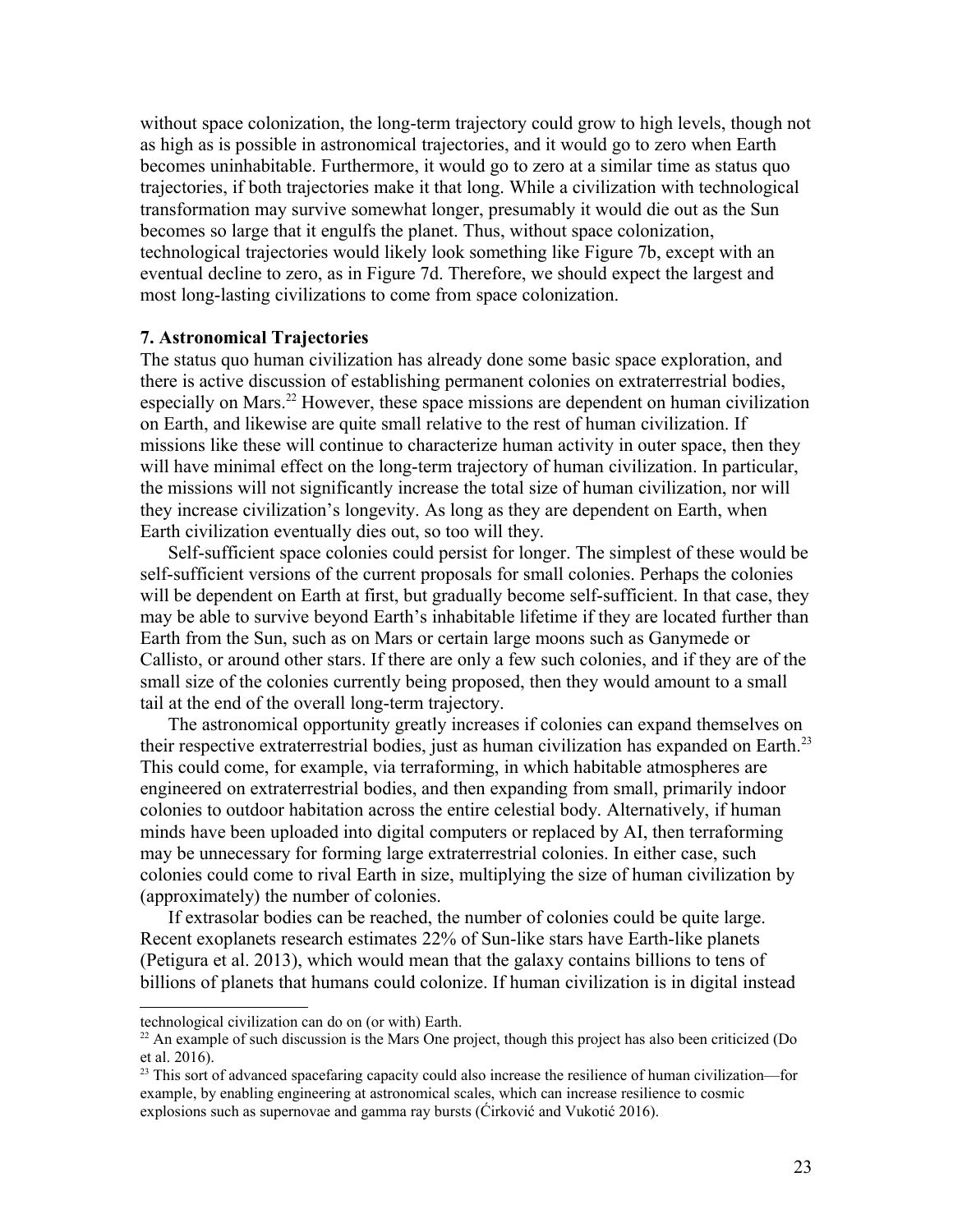without space colonization, the long-term trajectory could grow to high levels, though not as high as is possible in astronomical trajectories, and it would go to zero when Earth becomes uninhabitable. Furthermore, it would go to zero at a similar time as status quo trajectories, if both trajectories make it that long. While a civilization with technological transformation may survive somewhat longer, presumably it would die out as the Sun becomes so large that it engulfs the planet. Thus, without space colonization, technological trajectories would likely look something like Figure 7b, except with an eventual decline to zero, as in Figure 7d. Therefore, we should expect the largest and most long-lasting civilizations to come from space colonization.

**7. Astronomical Trajectories**

The status quo human civilization has already done some basic space exploration, and there is active discussion of establishing permanent colonies on extraterrestrial bodies, especially on Mars.[22] However, these space missions are dependent on human civilization on Earth, and likewise are quite small relative to the rest of human civilization. If missions like these will continue to characterize human activity in outer space, then they will have minimal effect on the long-term trajectory of human civilization. In particular, the missions will not significantly increase the total size of human civilization, nor will they increase civilization's longevity. As long as they are dependent on Earth, when Earth civilization eventually dies out, so too will they.

Self-sufficient space colonies could persist for longer. The simplest of these would be self-sufficient versions of the current proposals for small colonies. Perhaps the colonies will be dependent on Earth at first, but gradually become self-sufficient. In that case, they may be able to survive beyond Earth's inhabitable lifetime if they are located further than Earth from the Sun, such as on Mars or certain large moons such as Ganymede or Callisto, or around other stars. If there are only a few such colonies, and if they are of the small size of the colonies currently being proposed, then they would amount to a small tail at the end of the overall long-term trajectory.

The astronomical opportunity greatly increases if colonies can expand themselves on their respective extraterrestrial bodies, just as human civilization has expanded on Earth.[23] This could come, for example, via terraforming, in which habitable atmospheres are engineered on extraterrestrial bodies, and then expanding from small, primarily indoor colonies to outdoor habitation across the entire celestial body. Alternatively, if human minds have been uploaded into digital computers or replaced by AI, then terraforming may be unnecessary for forming large extraterrestrial colonies. In either case, such colonies could come to rival Earth in size, multiplying the size of human civilization by (approximately) the number of colonies.

If extrasolar bodies can be reached, the number of colonies could be quite large. Recent exoplanets research estimates 22% of Sun-like stars have Earth-like planets (Petigura et al. 2013), which would mean that the galaxy contains billions to tens of billions of planets that humans could colonize. If human civilization is in digital instead

---

technological civilization can do on (or with) Earth.

[22] An example of such discussion is the Mars One project, though this project has also been criticized (Do et al. 2016).

[23] This sort of advanced spacefaring capacity could also increase the resilience of human civilization—for example, by enabling engineering at astronomical scales, which can increase resilience to cosmic explosions such as supernovae and gamma ray bursts (Ćirković and Vukotić 2016).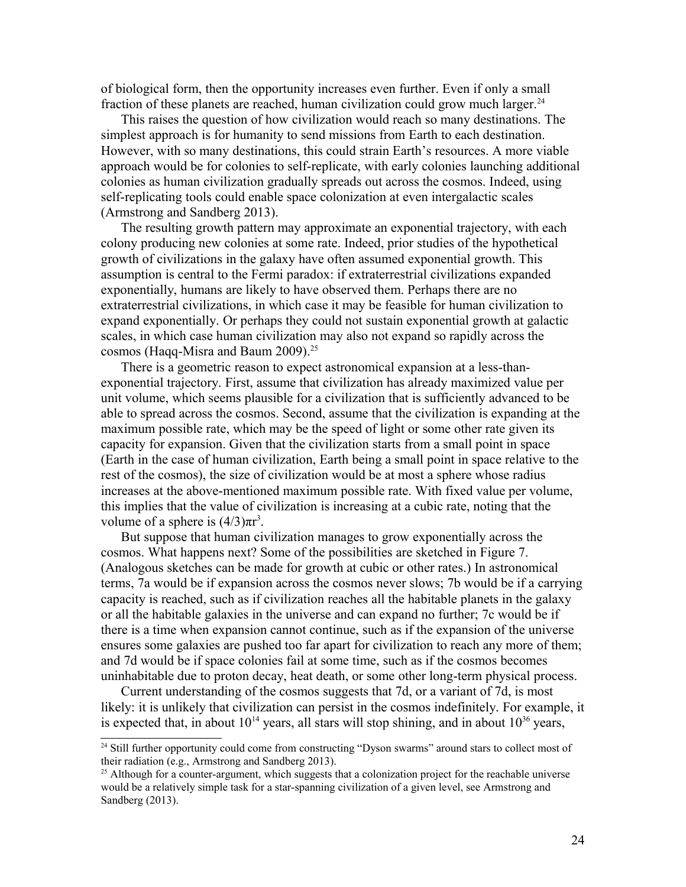of biological form, then the opportunity increases even further. Even if only a small fraction of these planets are reached, human civilization could grow much larger.[24]

This raises the question of how civilization would reach so many destinations. The simplest approach is for humanity to send missions from Earth to each destination. However, with so many destinations, this could strain Earth's resources. A more viable approach would be for colonies to self-replicate, with early colonies launching additional colonies as human civilization gradually spreads out across the cosmos. Indeed, using self-replicating tools could enable space colonization at even intergalactic scales (Armstrong and Sandberg 2013).

The resulting growth pattern may approximate an exponential trajectory, with each colony producing new colonies at some rate. Indeed, prior studies of the hypothetical growth of civilizations in the galaxy have often assumed exponential growth. This assumption is central to the Fermi paradox: if extraterrestrial civilizations expanded exponentially, humans are likely to have observed them. Perhaps there are no extraterrestrial civilizations, in which case it may be feasible for human civilization to expand exponentially. Or perhaps they could not sustain exponential growth at galactic scales, in which case human civilization may also not expand so rapidly across the cosmos (Haqq-Misra and Baum 2009).[25]

There is a geometric reason to expect astronomical expansion at a less-than-exponential trajectory. First, assume that civilization has already maximized value per unit volume, which seems plausible for a civilization that is sufficiently advanced to be able to spread across the cosmos. Second, assume that the civilization is expanding at the maximum possible rate, which may be the speed of light or some other rate given its capacity for expansion. Given that the civilization starts from a small point in space (Earth in the case of human civilization, Earth being a small point in space relative to the rest of the cosmos), the size of civilization would be at most a sphere whose radius increases at the above-mentioned maximum possible rate. With fixed value per volume, this implies that the value of civilization is increasing at a cubic rate, noting that the volume of a sphere is $(4/3)\pi r^3$.

But suppose that human civilization manages to grow exponentially across the cosmos. What happens next? Some of the possibilities are sketched in Figure 7. (Analogous sketches can be made for growth at cubic or other rates.) In astronomical terms, 7a would be if expansion across the cosmos never slows; 7b would be if a carrying capacity is reached, such as if civilization reaches all the habitable planets in the galaxy or all the habitable galaxies in the universe and can expand no further; 7c would be if there is a time when expansion cannot continue, such as if the expansion of the universe ensures some galaxies are pushed too far apart for civilization to reach any more of them; and 7d would be if space colonies fail at some time, such as if the cosmos becomes uninhabitable due to proton decay, heat death, or some other long-term physical process.

Current understanding of the cosmos suggests that 7d, or a variant of 7d, is most likely: it is unlikely that civilization can persist in the cosmos indefinitely. For example, it is expected that, in about $10^{14}$ years, all stars will stop shining, and in about $10^{36}$ years,

[24] Still further opportunity could come from constructing "Dyson swarms" around stars to collect most of their radiation (e.g., Armstrong and Sandberg 2013).

[25] Although for a counter-argument, which suggests that a colonization project for the reachable universe would be a relatively simple task for a star-spanning civilization of a given level, see Armstrong and Sandberg (2013).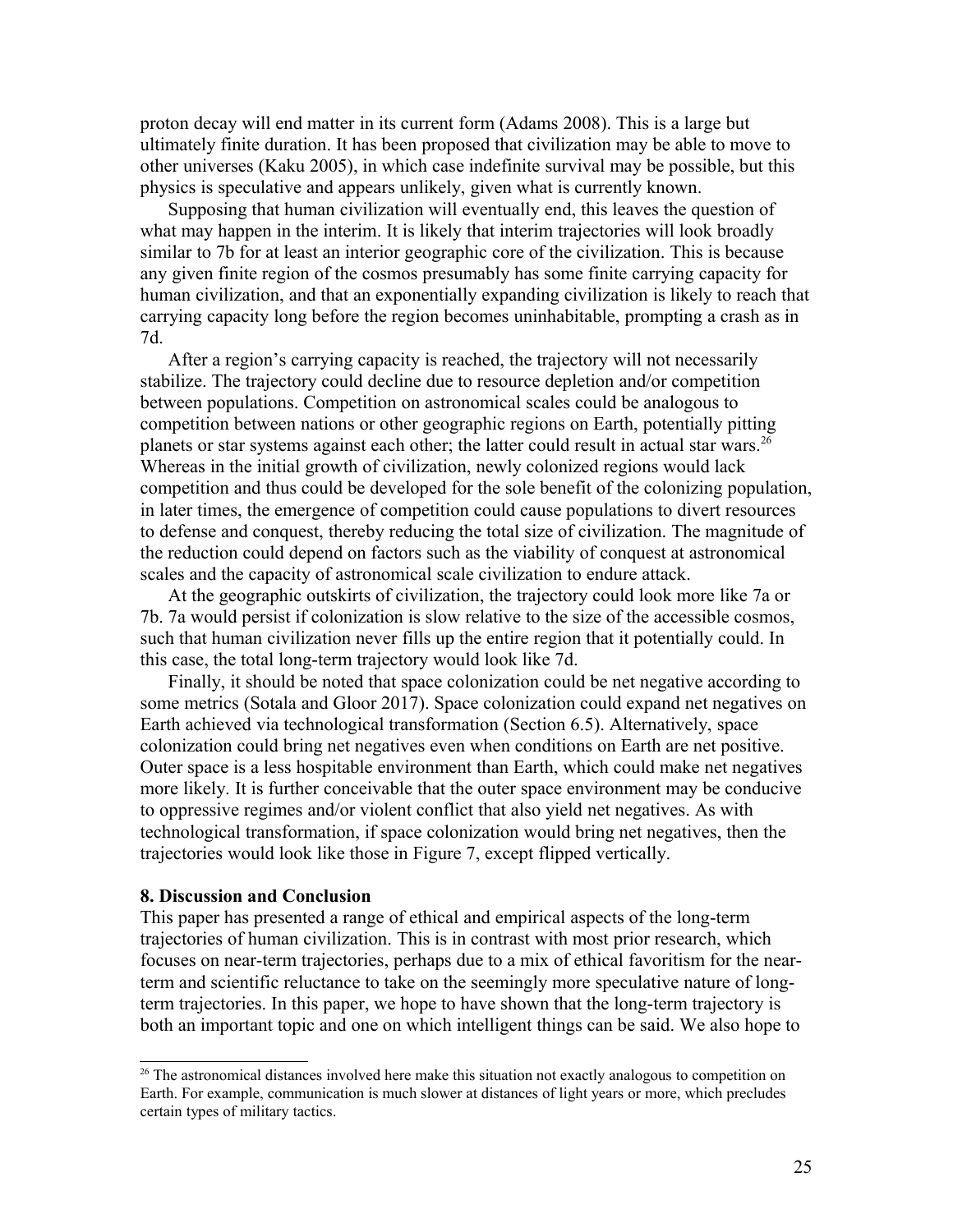proton decay will end matter in its current form (Adams 2008). This is a large but ultimately finite duration. It has been proposed that civilization may be able to move to other universes (Kaku 2005), in which case indefinite survival may be possible, but this physics is speculative and appears unlikely, given what is currently known.

Supposing that human civilization will eventually end, this leaves the question of what may happen in the interim. It is likely that interim trajectories will look broadly similar to 7b for at least an interior geographic core of the civilization. This is because any given finite region of the cosmos presumably has some finite carrying capacity for human civilization, and that an exponentially expanding civilization is likely to reach that carrying capacity long before the region becomes uninhabitable, prompting a crash as in 7d.

After a region's carrying capacity is reached, the trajectory will not necessarily stabilize. The trajectory could decline due to resource depletion and/or competition between populations. Competition on astronomical scales could be analogous to competition between nations or other geographic regions on Earth, potentially pitting planets or star systems against each other; the latter could result in actual star wars.[26] Whereas in the initial growth of civilization, newly colonized regions would lack competition and thus could be developed for the sole benefit of the colonizing population, in later times, the emergence of competition could cause populations to divert resources to defense and conquest, thereby reducing the total size of civilization. The magnitude of the reduction could depend on factors such as the viability of conquest at astronomical scales and the capacity of astronomical scale civilization to endure attack.

At the geographic outskirts of civilization, the trajectory could look more like 7a or 7b. 7a would persist if colonization is slow relative to the size of the accessible cosmos, such that human civilization never fills up the entire region that it potentially could. In this case, the total long-term trajectory would look like 7d.

Finally, it should be noted that space colonization could be net negative according to some metrics (Sotala and Gloor 2017). Space colonization could expand net negatives on Earth achieved via technological transformation (Section 6.5). Alternatively, space colonization could bring net negatives even when conditions on Earth are net positive. Outer space is a less hospitable environment than Earth, which could make net negatives more likely. It is further conceivable that the outer space environment may be conducive to oppressive regimes and/or violent conflict that also yield net negatives. As with technological transformation, if space colonization would bring net negatives, then the trajectories would look like those in Figure 7, except flipped vertically.

## 8. Discussion and Conclusion

This paper has presented a range of ethical and empirical aspects of the long-term trajectories of human civilization. This is in contrast with most prior research, which focuses on near-term trajectories, perhaps due to a mix of ethical favoritism for the near-term and scientific reluctance to take on the seemingly more speculative nature of long-term trajectories. In this paper, we hope to have shown that the long-term trajectory is both an important topic and one on which intelligent things can be said. We also hope to

[26] The astronomical distances involved here make this situation not exactly analogous to competition on Earth. For example, communication is much slower at distances of light years or more, which precludes certain types of military tactics.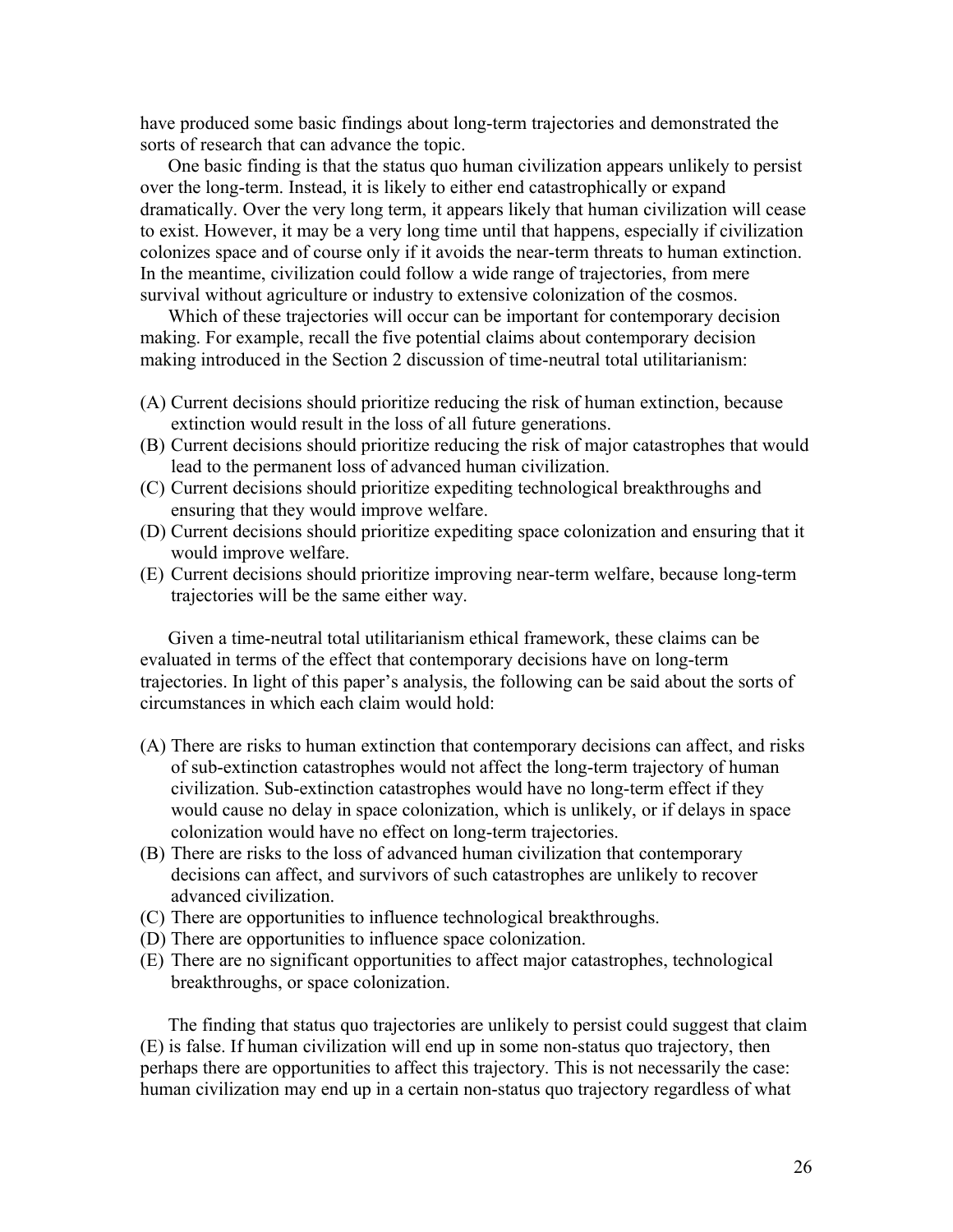have produced some basic findings about long-term trajectories and demonstrated the sorts of research that can advance the topic.

One basic finding is that the status quo human civilization appears unlikely to persist over the long-term. Instead, it is likely to either end catastrophically or expand dramatically. Over the very long term, it appears likely that human civilization will cease to exist. However, it may be a very long time until that happens, especially if civilization colonizes space and of course only if it avoids the near-term threats to human extinction. In the meantime, civilization could follow a wide range of trajectories, from mere survival without agriculture or industry to extensive colonization of the cosmos.

Which of these trajectories will occur can be important for contemporary decision making. For example, recall the five potential claims about contemporary decision making introduced in the Section 2 discussion of time-neutral total utilitarianism:

(A) Current decisions should prioritize reducing the risk of human extinction, because extinction would result in the loss of all future generations.
(B) Current decisions should prioritize reducing the risk of major catastrophes that would lead to the permanent loss of advanced human civilization.
(C) Current decisions should prioritize expediting technological breakthroughs and ensuring that they would improve welfare.
(D) Current decisions should prioritize expediting space colonization and ensuring that it would improve welfare.
(E) Current decisions should prioritize improving near-term welfare, because long-term trajectories will be the same either way.

Given a time-neutral total utilitarianism ethical framework, these claims can be evaluated in terms of the effect that contemporary decisions have on long-term trajectories. In light of this paper's analysis, the following can be said about the sorts of circumstances in which each claim would hold:

(A) There are risks to human extinction that contemporary decisions can affect, and risks of sub-extinction catastrophes would not affect the long-term trajectory of human civilization. Sub-extinction catastrophes would have no long-term effect if they would cause no delay in space colonization, which is unlikely, or if delays in space colonization would have no effect on long-term trajectories.
(B) There are risks to the loss of advanced human civilization that contemporary decisions can affect, and survivors of such catastrophes are unlikely to recover advanced civilization.
(C) There are opportunities to influence technological breakthroughs.
(D) There are opportunities to influence space colonization.
(E) There are no significant opportunities to affect major catastrophes, technological breakthroughs, or space colonization.

The finding that status quo trajectories are unlikely to persist could suggest that claim (E) is false. If human civilization will end up in some non-status quo trajectory, then perhaps there are opportunities to affect this trajectory. This is not necessarily the case: human civilization may end up in a certain non-status quo trajectory regardless of what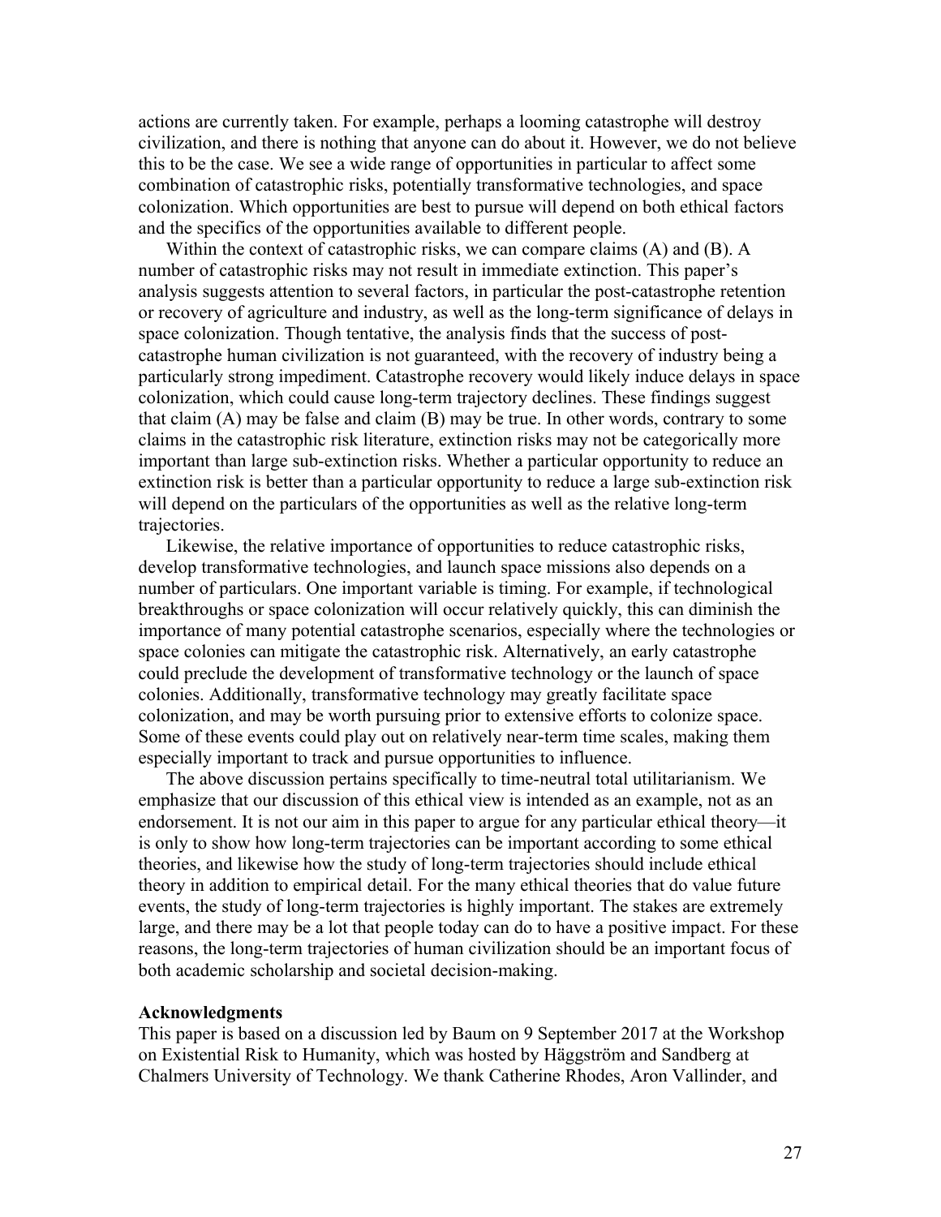actions are currently taken. For example, perhaps a looming catastrophe will destroy civilization, and there is nothing that anyone can do about it. However, we do not believe this to be the case. We see a wide range of opportunities in particular to affect some combination of catastrophic risks, potentially transformative technologies, and space colonization. Which opportunities are best to pursue will depend on both ethical factors and the specifics of the opportunities available to different people.

Within the context of catastrophic risks, we can compare claims (A) and (B). A number of catastrophic risks may not result in immediate extinction. This paper's analysis suggests attention to several factors, in particular the post-catastrophe retention or recovery of agriculture and industry, as well as the long-term significance of delays in space colonization. Though tentative, the analysis finds that the success of post-catastrophe human civilization is not guaranteed, with the recovery of industry being a particularly strong impediment. Catastrophe recovery would likely induce delays in space colonization, which could cause long-term trajectory declines. These findings suggest that claim (A) may be false and claim (B) may be true. In other words, contrary to some claims in the catastrophic risk literature, extinction risks may not be categorically more important than large sub-extinction risks. Whether a particular opportunity to reduce an extinction risk is better than a particular opportunity to reduce a large sub-extinction risk will depend on the particulars of the opportunities as well as the relative long-term trajectories.

Likewise, the relative importance of opportunities to reduce catastrophic risks, develop transformative technologies, and launch space missions also depends on a number of particulars. One important variable is timing. For example, if technological breakthroughs or space colonization will occur relatively quickly, this can diminish the importance of many potential catastrophe scenarios, especially where the technologies or space colonies can mitigate the catastrophic risk. Alternatively, an early catastrophe could preclude the development of transformative technology or the launch of space colonies. Additionally, transformative technology may greatly facilitate space colonization, and may be worth pursuing prior to extensive efforts to colonize space. Some of these events could play out on relatively near-term time scales, making them especially important to track and pursue opportunities to influence.

The above discussion pertains specifically to time-neutral total utilitarianism. We emphasize that our discussion of this ethical view is intended as an example, not as an endorsement. It is not our aim in this paper to argue for any particular ethical theory—it is only to show how long-term trajectories can be important according to some ethical theories, and likewise how the study of long-term trajectories should include ethical theory in addition to empirical detail. For the many ethical theories that do value future events, the study of long-term trajectories is highly important. The stakes are extremely large, and there may be a lot that people today can do to have a positive impact. For these reasons, the long-term trajectories of human civilization should be an important focus of both academic scholarship and societal decision-making.

**Acknowledgments**

This paper is based on a discussion led by Baum on 9 September 2017 at the Workshop on Existential Risk to Humanity, which was hosted by Häggström and Sandberg at Chalmers University of Technology. We thank Catherine Rhodes, Aron Vallinder, and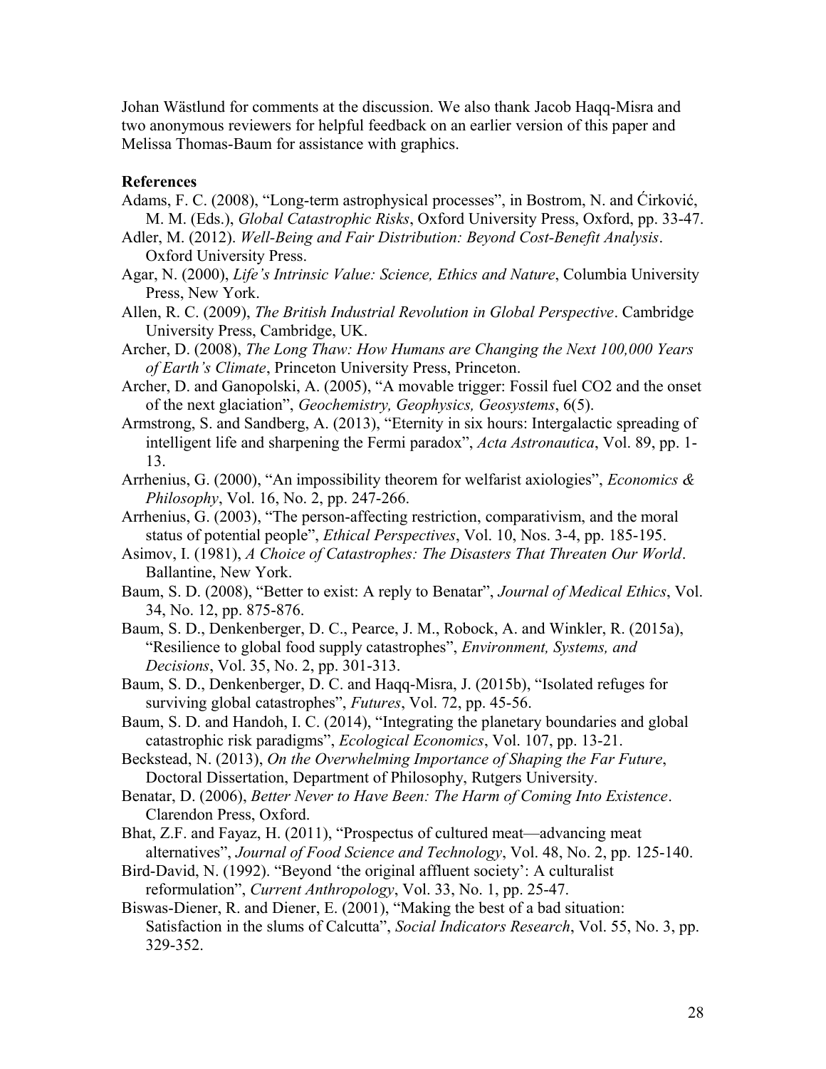Johan Wästlund for comments at the discussion. We also thank Jacob Haqq-Misra and two anonymous reviewers for helpful feedback on an earlier version of this paper and Melissa Thomas-Baum for assistance with graphics.

**References**

Adams, F. C. (2008), "Long-term astrophysical processes", in Bostrom, N. and Ćirković, M. M. (Eds.), *Global Catastrophic Risks*, Oxford University Press, Oxford, pp. 33-47.

Adler, M. (2012). *Well-Being and Fair Distribution: Beyond Cost-Benefit Analysis*. Oxford University Press.

Agar, N. (2000), *Life's Intrinsic Value: Science, Ethics and Nature*, Columbia University Press, New York.

Allen, R. C. (2009), *The British Industrial Revolution in Global Perspective*. Cambridge University Press, Cambridge, UK.

Archer, D. (2008), *The Long Thaw: How Humans are Changing the Next 100,000 Years of Earth's Climate*, Princeton University Press, Princeton.

Archer, D. and Ganopolski, A. (2005), "A movable trigger: Fossil fuel CO2 and the onset of the next glaciation", *Geochemistry, Geophysics, Geosystems*, 6(5).

Armstrong, S. and Sandberg, A. (2013), "Eternity in six hours: Intergalactic spreading of intelligent life and sharpening the Fermi paradox", *Acta Astronautica*, Vol. 89, pp. 1-13.

Arrhenius, G. (2000), "An impossibility theorem for welfarist axiologies", *Economics & Philosophy*, Vol. 16, No. 2, pp. 247-266.

Arrhenius, G. (2003), "The person-affecting restriction, comparativism, and the moral status of potential people", *Ethical Perspectives*, Vol. 10, Nos. 3-4, pp. 185-195.

Asimov, I. (1981), *A Choice of Catastrophes: The Disasters That Threaten Our World*. Ballantine, New York.

Baum, S. D. (2008), "Better to exist: A reply to Benatar", *Journal of Medical Ethics*, Vol. 34, No. 12, pp. 875-876.

Baum, S. D., Denkenberger, D. C., Pearce, J. M., Robock, A. and Winkler, R. (2015a), "Resilience to global food supply catastrophes", *Environment, Systems, and Decisions*, Vol. 35, No. 2, pp. 301-313.

Baum, S. D., Denkenberger, D. C. and Haqq-Misra, J. (2015b), "Isolated refuges for surviving global catastrophes", *Futures*, Vol. 72, pp. 45-56.

Baum, S. D. and Handoh, I. C. (2014), "Integrating the planetary boundaries and global catastrophic risk paradigms", *Ecological Economics*, Vol. 107, pp. 13-21.

Beckstead, N. (2013), *On the Overwhelming Importance of Shaping the Far Future*, Doctoral Dissertation, Department of Philosophy, Rutgers University.

Benatar, D. (2006), *Better Never to Have Been: The Harm of Coming Into Existence*. Clarendon Press, Oxford.

Bhat, Z.F. and Fayaz, H. (2011), "Prospectus of cultured meat—advancing meat alternatives", *Journal of Food Science and Technology*, Vol. 48, No. 2, pp. 125-140.

Bird-David, N. (1992). "Beyond 'the original affluent society': A culturalist reformulation", *Current Anthropology*, Vol. 33, No. 1, pp. 25-47.

Biswas-Diener, R. and Diener, E. (2001), "Making the best of a bad situation: Satisfaction in the slums of Calcutta", *Social Indicators Research*, Vol. 55, No. 3, pp. 329-352.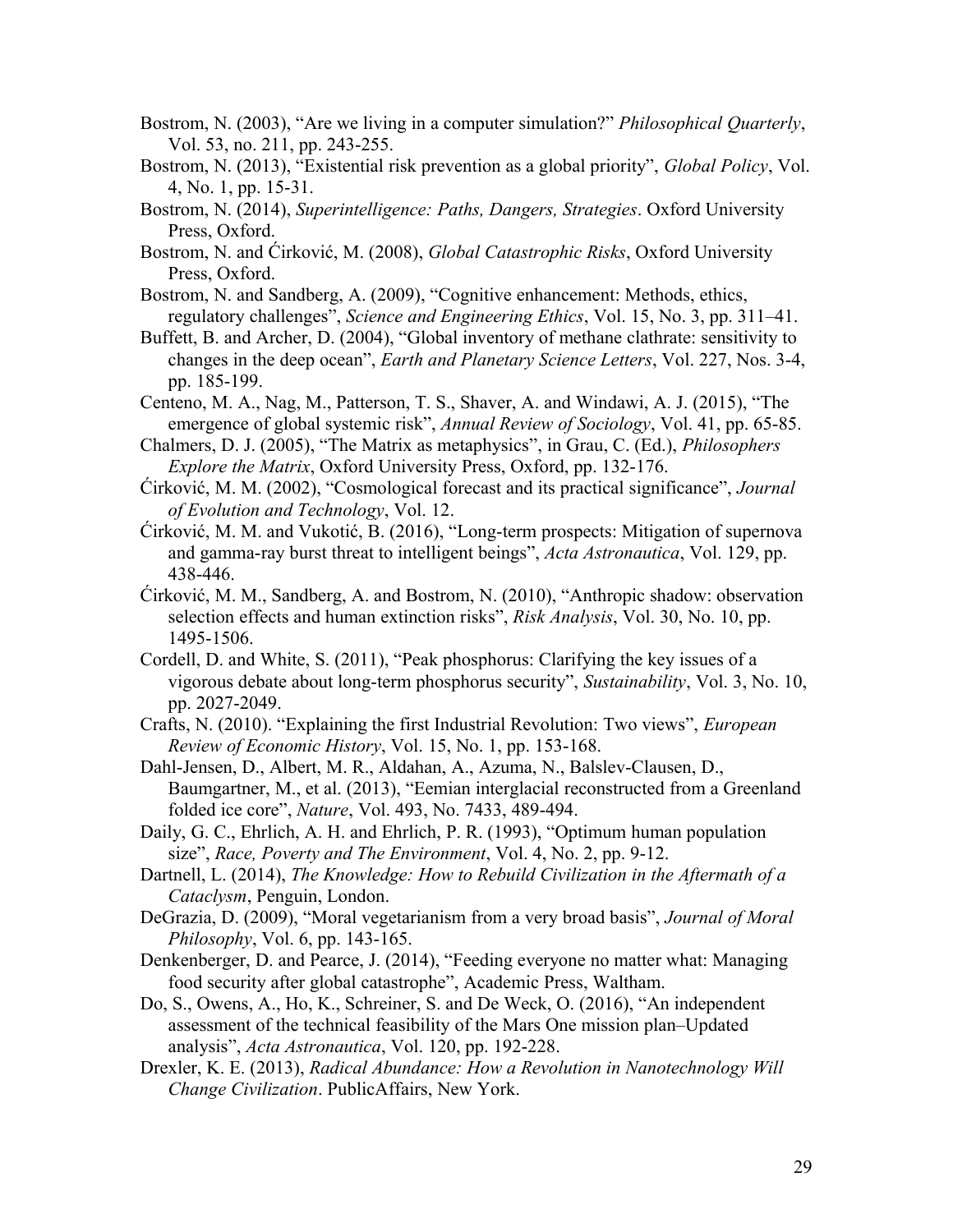Bostrom, N. (2003), "Are we living in a computer simulation?" *Philosophical Quarterly*, Vol. 53, no. 211, pp. 243-255.

Bostrom, N. (2013), "Existential risk prevention as a global priority", *Global Policy*, Vol. 4, No. 1, pp. 15-31.

Bostrom, N. (2014), *Superintelligence: Paths, Dangers, Strategies*. Oxford University Press, Oxford.

Bostrom, N. and Ćirković, M. (2008), *Global Catastrophic Risks*, Oxford University Press, Oxford.

Bostrom, N. and Sandberg, A. (2009), "Cognitive enhancement: Methods, ethics, regulatory challenges", *Science and Engineering Ethics*, Vol. 15, No. 3, pp. 311–41.

Buffett, B. and Archer, D. (2004), "Global inventory of methane clathrate: sensitivity to changes in the deep ocean", *Earth and Planetary Science Letters*, Vol. 227, Nos. 3-4, pp. 185-199.

Centeno, M. A., Nag, M., Patterson, T. S., Shaver, A. and Windawi, A. J. (2015), "The emergence of global systemic risk", *Annual Review of Sociology*, Vol. 41, pp. 65-85.

Chalmers, D. J. (2005), "The Matrix as metaphysics", in Grau, C. (Ed.), *Philosophers Explore the Matrix*, Oxford University Press, Oxford, pp. 132-176.

Ćirković, M. M. (2002), "Cosmological forecast and its practical significance", *Journal of Evolution and Technology*, Vol. 12.

Ćirković, M. M. and Vukotić, B. (2016), "Long-term prospects: Mitigation of supernova and gamma-ray burst threat to intelligent beings", *Acta Astronautica*, Vol. 129, pp. 438-446.

Ćirković, M. M., Sandberg, A. and Bostrom, N. (2010), "Anthropic shadow: observation selection effects and human extinction risks", *Risk Analysis*, Vol. 30, No. 10, pp. 1495-1506.

Cordell, D. and White, S. (2011), "Peak phosphorus: Clarifying the key issues of a vigorous debate about long-term phosphorus security", *Sustainability*, Vol. 3, No. 10, pp. 2027-2049.

Crafts, N. (2010). "Explaining the first Industrial Revolution: Two views", *European Review of Economic History*, Vol. 15, No. 1, pp. 153-168.

Dahl-Jensen, D., Albert, M. R., Aldahan, A., Azuma, N., Balslev-Clausen, D., Baumgartner, M., et al. (2013), "Eemian interglacial reconstructed from a Greenland folded ice core", *Nature*, Vol. 493, No. 7433, 489-494.

Daily, G. C., Ehrlich, A. H. and Ehrlich, P. R. (1993), "Optimum human population size", *Race, Poverty and The Environment*, Vol. 4, No. 2, pp. 9-12.

Dartnell, L. (2014), *The Knowledge: How to Rebuild Civilization in the Aftermath of a Cataclysm*, Penguin, London.

DeGrazia, D. (2009), "Moral vegetarianism from a very broad basis", *Journal of Moral Philosophy*, Vol. 6, pp. 143-165.

Denkenberger, D. and Pearce, J. (2014), "Feeding everyone no matter what: Managing food security after global catastrophe", Academic Press, Waltham.

Do, S., Owens, A., Ho, K., Schreiner, S. and De Weck, O. (2016), "An independent assessment of the technical feasibility of the Mars One mission plan–Updated analysis", *Acta Astronautica*, Vol. 120, pp. 192-228.

Drexler, K. E. (2013), *Radical Abundance: How a Revolution in Nanotechnology Will Change Civilization*. PublicAffairs, New York.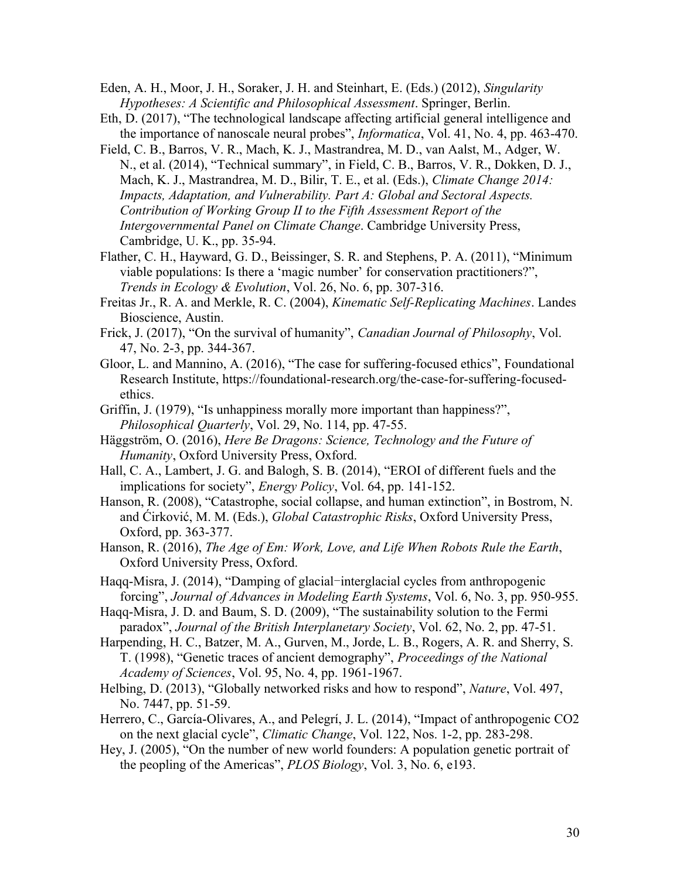Eden, A. H., Moor, J. H., Soraker, J. H. and Steinhart, E. (Eds.) (2012), *Singularity Hypotheses: A Scientific and Philosophical Assessment*. Springer, Berlin.

Eth, D. (2017), "The technological landscape affecting artificial general intelligence and the importance of nanoscale neural probes", *Informatica*, Vol. 41, No. 4, pp. 463-470.

Field, C. B., Barros, V. R., Mach, K. J., Mastrandrea, M. D., van Aalst, M., Adger, W. N., et al. (2014), "Technical summary", in Field, C. B., Barros, V. R., Dokken, D. J., Mach, K. J., Mastrandrea, M. D., Bilir, T. E., et al. (Eds.), *Climate Change 2014: Impacts, Adaptation, and Vulnerability. Part A: Global and Sectoral Aspects. Contribution of Working Group II to the Fifth Assessment Report of the Intergovernmental Panel on Climate Change*. Cambridge University Press, Cambridge, U. K., pp. 35-94.

Flather, C. H., Hayward, G. D., Beissinger, S. R. and Stephens, P. A. (2011), "Minimum viable populations: Is there a 'magic number' for conservation practitioners?", *Trends in Ecology & Evolution*, Vol. 26, No. 6, pp. 307-316.

Freitas Jr., R. A. and Merkle, R. C. (2004), *Kinematic Self-Replicating Machines*. Landes Bioscience, Austin.

Frick, J. (2017), "On the survival of humanity", *Canadian Journal of Philosophy*, Vol. 47, No. 2-3, pp. 344-367.

Gloor, L. and Mannino, A. (2016), "The case for suffering-focused ethics", Foundational Research Institute, https://foundational-research.org/the-case-for-suffering-focused-ethics.

Griffin, J. (1979), "Is unhappiness morally more important than happiness?", *Philosophical Quarterly*, Vol. 29, No. 114, pp. 47-55.

Häggström, O. (2016), *Here Be Dragons: Science, Technology and the Future of Humanity*, Oxford University Press, Oxford.

Hall, C. A., Lambert, J. G. and Balogh, S. B. (2014), "EROI of different fuels and the implications for society", *Energy Policy*, Vol. 64, pp. 141-152.

Hanson, R. (2008), "Catastrophe, social collapse, and human extinction", in Bostrom, N. and Ćirković, M. M. (Eds.), *Global Catastrophic Risks*, Oxford University Press, Oxford, pp. 363-377.

Hanson, R. (2016), *The Age of Em: Work, Love, and Life When Robots Rule the Earth*, Oxford University Press, Oxford.

Haqq-Misra, J. (2014), "Damping of glacial−interglacial cycles from anthropogenic forcing", *Journal of Advances in Modeling Earth Systems*, Vol. 6, No. 3, pp. 950-955.

Haqq-Misra, J. D. and Baum, S. D. (2009), "The sustainability solution to the Fermi paradox", *Journal of the British Interplanetary Society*, Vol. 62, No. 2, pp. 47-51.

Harpending, H. C., Batzer, M. A., Gurven, M., Jorde, L. B., Rogers, A. R. and Sherry, S. T. (1998), "Genetic traces of ancient demography", *Proceedings of the National Academy of Sciences*, Vol. 95, No. 4, pp. 1961-1967.

Helbing, D. (2013), "Globally networked risks and how to respond", *Nature*, Vol. 497, No. 7447, pp. 51-59.

Herrero, C., García-Olivares, A., and Pelegrí, J. L. (2014), "Impact of anthropogenic $CO_2$ on the next glacial cycle", *Climatic Change*, Vol. 122, Nos. 1-2, pp. 283-298.

Hey, J. (2005), "On the number of new world founders: A population genetic portrait of the peopling of the Americas", *PLOS Biology*, Vol. 3, No. 6, e193.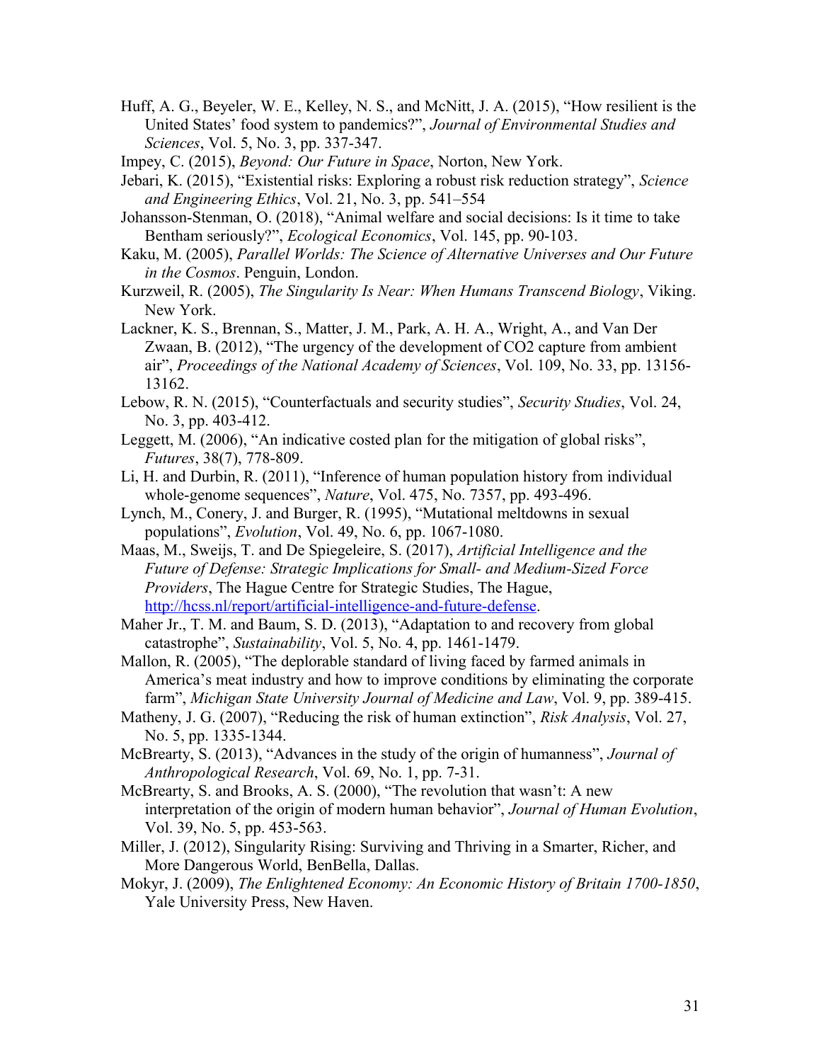Huff, A. G., Beyeler, W. E., Kelley, N. S., and McNitt, J. A. (2015), "How resilient is the United States' food system to pandemics?", *Journal of Environmental Studies and Sciences*, Vol. 5, No. 3, pp. 337-347.

Impey, C. (2015), *Beyond: Our Future in Space*, Norton, New York.

Jebari, K. (2015), "Existential risks: Exploring a robust risk reduction strategy", *Science and Engineering Ethics*, Vol. 21, No. 3, pp. 541–554

Johansson-Stenman, O. (2018), "Animal welfare and social decisions: Is it time to take Bentham seriously?", *Ecological Economics*, Vol. 145, pp. 90-103.

Kaku, M. (2005), *Parallel Worlds: The Science of Alternative Universes and Our Future in the Cosmos*. Penguin, London.

Kurzweil, R. (2005), *The Singularity Is Near: When Humans Transcend Biology*, Viking. New York.

Lackner, K. S., Brennan, S., Matter, J. M., Park, A. H. A., Wright, A., and Van Der Zwaan, B. (2012), "The urgency of the development of CO2 capture from ambient air", *Proceedings of the National Academy of Sciences*, Vol. 109, No. 33, pp. 13156-13162.

Lebow, R. N. (2015), "Counterfactuals and security studies", *Security Studies*, Vol. 24, No. 3, pp. 403-412.

Leggett, M. (2006), "An indicative costed plan for the mitigation of global risks", *Futures*, 38(7), 778-809.

Li, H. and Durbin, R. (2011), "Inference of human population history from individual whole-genome sequences", *Nature*, Vol. 475, No. 7357, pp. 493-496.

Lynch, M., Conery, J. and Burger, R. (1995), "Mutational meltdowns in sexual populations", *Evolution*, Vol. 49, No. 6, pp. 1067-1080.

Maas, M., Sweijs, T. and De Spiegeleire, S. (2017), *Artificial Intelligence and the Future of Defense: Strategic Implications for Small- and Medium-Sized Force Providers*, The Hague Centre for Strategic Studies, The Hague, http://hcss.nl/report/artificial-intelligence-and-future-defense.

Maher Jr., T. M. and Baum, S. D. (2013), "Adaptation to and recovery from global catastrophe", *Sustainability*, Vol. 5, No. 4, pp. 1461-1479.

Mallon, R. (2005), "The deplorable standard of living faced by farmed animals in America's meat industry and how to improve conditions by eliminating the corporate farm", *Michigan State University Journal of Medicine and Law*, Vol. 9, pp. 389-415.

Matheny, J. G. (2007), "Reducing the risk of human extinction", *Risk Analysis*, Vol. 27, No. 5, pp. 1335-1344.

McBrearty, S. (2013), "Advances in the study of the origin of humanness", *Journal of Anthropological Research*, Vol. 69, No. 1, pp. 7-31.

McBrearty, S. and Brooks, A. S. (2000), "The revolution that wasn't: A new interpretation of the origin of modern human behavior", *Journal of Human Evolution*, Vol. 39, No. 5, pp. 453-563.

Miller, J. (2012), Singularity Rising: Surviving and Thriving in a Smarter, Richer, and More Dangerous World, BenBella, Dallas.

Mokyr, J. (2009), *The Enlightened Economy: An Economic History of Britain 1700-1850*, Yale University Press, New Haven.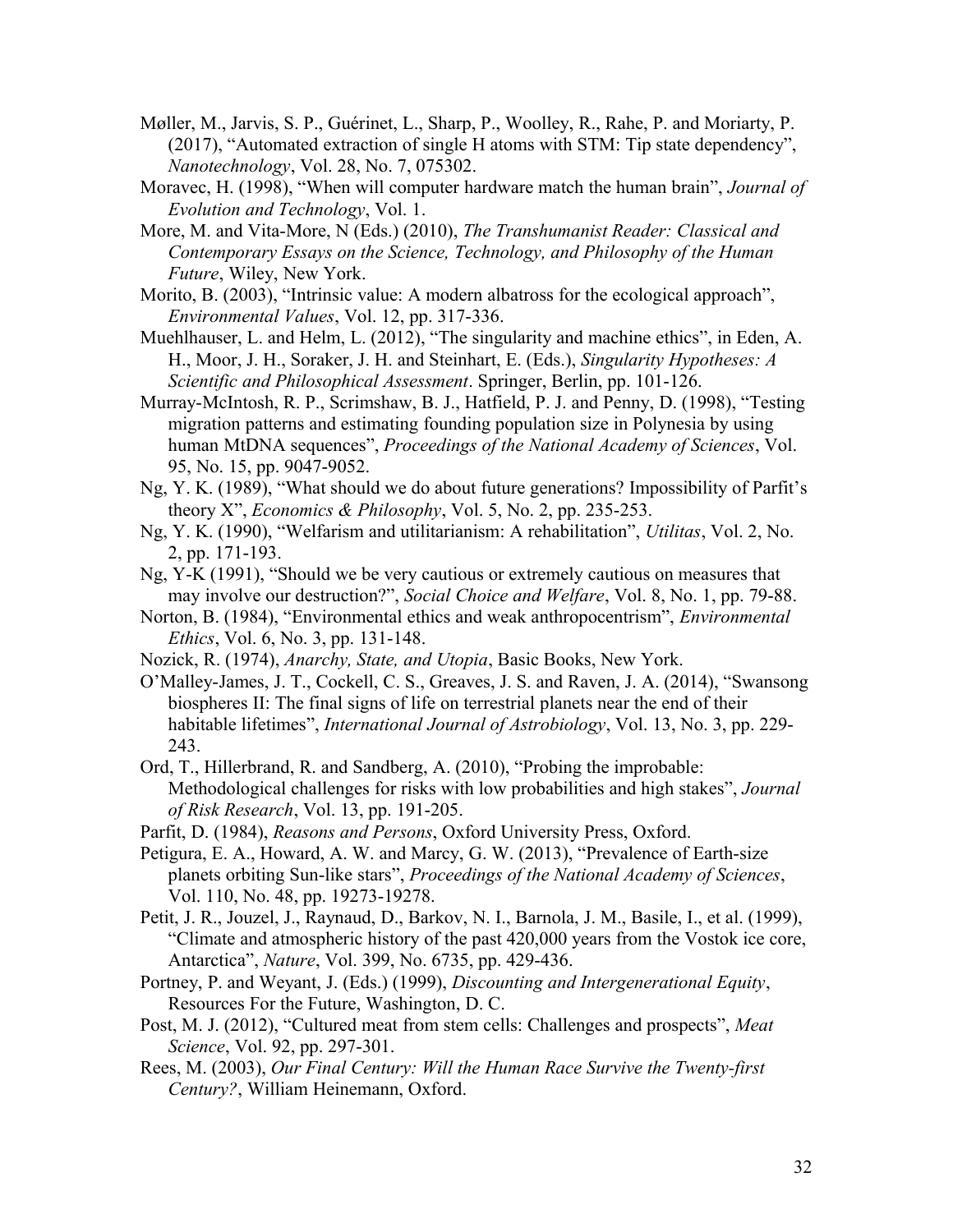Møller, M., Jarvis, S. P., Guérinet, L., Sharp, P., Woolley, R., Rahe, P. and Moriarty, P. (2017), "Automated extraction of single H atoms with STM: Tip state dependency", *Nanotechnology*, Vol. 28, No. 7, 075302.

Moravec, H. (1998), "When will computer hardware match the human brain", *Journal of Evolution and Technology*, Vol. 1.

More, M. and Vita-More, N (Eds.) (2010), *The Transhumanist Reader: Classical and Contemporary Essays on the Science, Technology, and Philosophy of the Human Future*, Wiley, New York.

Morito, B. (2003), "Intrinsic value: A modern albatross for the ecological approach", *Environmental Values*, Vol. 12, pp. 317-336.

Muehlhauser, L. and Helm, L. (2012), "The singularity and machine ethics", in Eden, A. H., Moor, J. H., Soraker, J. H. and Steinhart, E. (Eds.), *Singularity Hypotheses: A Scientific and Philosophical Assessment*. Springer, Berlin, pp. 101-126.

Murray-McIntosh, R. P., Scrimshaw, B. J., Hatfield, P. J. and Penny, D. (1998), "Testing migration patterns and estimating founding population size in Polynesia by using human MtDNA sequences", *Proceedings of the National Academy of Sciences*, Vol. 95, No. 15, pp. 9047-9052.

Ng, Y. K. (1989), "What should we do about future generations? Impossibility of Parfit's theory X", *Economics & Philosophy*, Vol. 5, No. 2, pp. 235-253.

Ng, Y. K. (1990), "Welfarism and utilitarianism: A rehabilitation", *Utilitas*, Vol. 2, No. 2, pp. 171-193.

Ng, Y-K (1991), "Should we be very cautious or extremely cautious on measures that may involve our destruction?", *Social Choice and Welfare*, Vol. 8, No. 1, pp. 79-88.

Norton, B. (1984), "Environmental ethics and weak anthropocentrism", *Environmental Ethics*, Vol. 6, No. 3, pp. 131-148.

Nozick, R. (1974), *Anarchy, State, and Utopia*, Basic Books, New York.

O'Malley-James, J. T., Cockell, C. S., Greaves, J. S. and Raven, J. A. (2014), "Swansong biospheres II: The final signs of life on terrestrial planets near the end of their habitable lifetimes", *International Journal of Astrobiology*, Vol. 13, No. 3, pp. 229-243.

Ord, T., Hillerbrand, R. and Sandberg, A. (2010), "Probing the improbable: Methodological challenges for risks with low probabilities and high stakes", *Journal of Risk Research*, Vol. 13, pp. 191-205.

Parfit, D. (1984), *Reasons and Persons*, Oxford University Press, Oxford.

Petigura, E. A., Howard, A. W. and Marcy, G. W. (2013), "Prevalence of Earth-size planets orbiting Sun-like stars", *Proceedings of the National Academy of Sciences*, Vol. 110, No. 48, pp. 19273-19278.

Petit, J. R., Jouzel, J., Raynaud, D., Barkov, N. I., Barnola, J. M., Basile, I., et al. (1999), "Climate and atmospheric history of the past 420,000 years from the Vostok ice core, Antarctica", *Nature*, Vol. 399, No. 6735, pp. 429-436.

Portney, P. and Weyant, J. (Eds.) (1999), *Discounting and Intergenerational Equity*, Resources For the Future, Washington, D. C.

Post, M. J. (2012), "Cultured meat from stem cells: Challenges and prospects", *Meat Science*, Vol. 92, pp. 297-301.

Rees, M. (2003), *Our Final Century: Will the Human Race Survive the Twenty-first Century?*, William Heinemann, Oxford.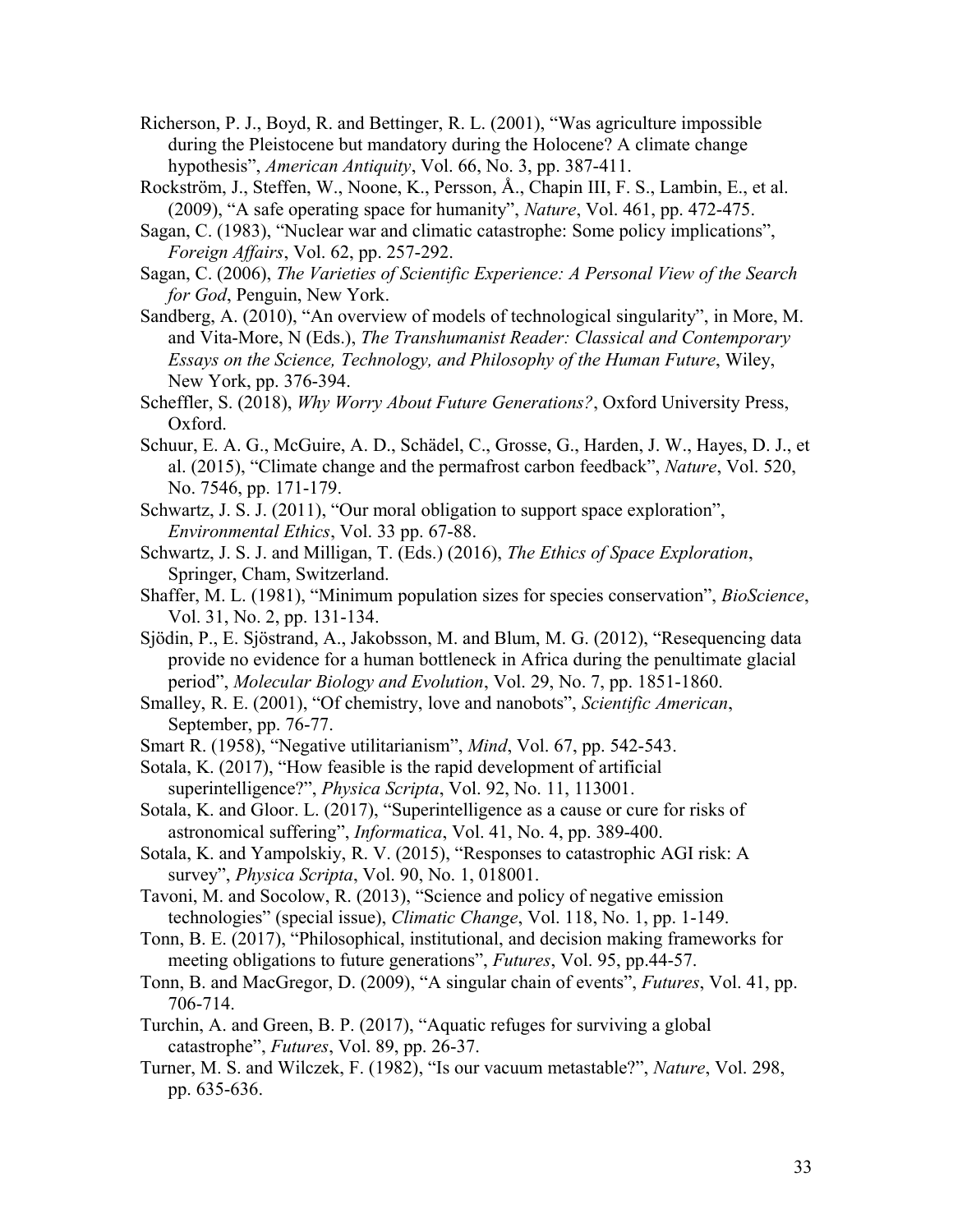Richerson, P. J., Boyd, R. and Bettinger, R. L. (2001), "Was agriculture impossible during the Pleistocene but mandatory during the Holocene? A climate change hypothesis", *American Antiquity*, Vol. 66, No. 3, pp. 387-411.

Rockström, J., Steffen, W., Noone, K., Persson, Å., Chapin III, F. S., Lambin, E., et al. (2009), "A safe operating space for humanity", *Nature*, Vol. 461, pp. 472-475.

Sagan, C. (1983), "Nuclear war and climatic catastrophe: Some policy implications", *Foreign Affairs*, Vol. 62, pp. 257-292.

Sagan, C. (2006), *The Varieties of Scientific Experience: A Personal View of the Search for God*, Penguin, New York.

Sandberg, A. (2010), "An overview of models of technological singularity", in More, M. and Vita-More, N (Eds.), *The Transhumanist Reader: Classical and Contemporary Essays on the Science, Technology, and Philosophy of the Human Future*, Wiley, New York, pp. 376-394.

Scheffler, S. (2018), *Why Worry About Future Generations?*, Oxford University Press, Oxford.

Schuur, E. A. G., McGuire, A. D., Schädel, C., Grosse, G., Harden, J. W., Hayes, D. J., et al. (2015), "Climate change and the permafrost carbon feedback", *Nature*, Vol. 520, No. 7546, pp. 171-179.

Schwartz, J. S. J. (2011), "Our moral obligation to support space exploration", *Environmental Ethics*, Vol. 33 pp. 67-88.

Schwartz, J. S. J. and Milligan, T. (Eds.) (2016), *The Ethics of Space Exploration*, Springer, Cham, Switzerland.

Shaffer, M. L. (1981), "Minimum population sizes for species conservation", *BioScience*, Vol. 31, No. 2, pp. 131-134.

Sjödin, P., E. Sjöstrand, A., Jakobsson, M. and Blum, M. G. (2012), "Resequencing data provide no evidence for a human bottleneck in Africa during the penultimate glacial period", *Molecular Biology and Evolution*, Vol. 29, No. 7, pp. 1851-1860.

Smalley, R. E. (2001), "Of chemistry, love and nanobots", *Scientific American*, September, pp. 76-77.

Smart R. (1958), "Negative utilitarianism", *Mind*, Vol. 67, pp. 542-543.

Sotala, K. (2017), "How feasible is the rapid development of artificial superintelligence?", *Physica Scripta*, Vol. 92, No. 11, 113001.

Sotala, K. and Gloor. L. (2017), "Superintelligence as a cause or cure for risks of astronomical suffering", *Informatica*, Vol. 41, No. 4, pp. 389-400.

Sotala, K. and Yampolskiy, R. V. (2015), "Responses to catastrophic AGI risk: A survey", *Physica Scripta*, Vol. 90, No. 1, 018001.

Tavoni, M. and Socolow, R. (2013), "Science and policy of negative emission technologies" (special issue), *Climatic Change*, Vol. 118, No. 1, pp. 1-149.

Tonn, B. E. (2017), "Philosophical, institutional, and decision making frameworks for meeting obligations to future generations", *Futures*, Vol. 95, pp.44-57.

Tonn, B. and MacGregor, D. (2009), "A singular chain of events", *Futures*, Vol. 41, pp. 706-714.

Turchin, A. and Green, B. P. (2017), "Aquatic refuges for surviving a global catastrophe", *Futures*, Vol. 89, pp. 26-37.

Turner, M. S. and Wilczek, F. (1982), "Is our vacuum metastable?", *Nature*, Vol. 298, pp. 635-636.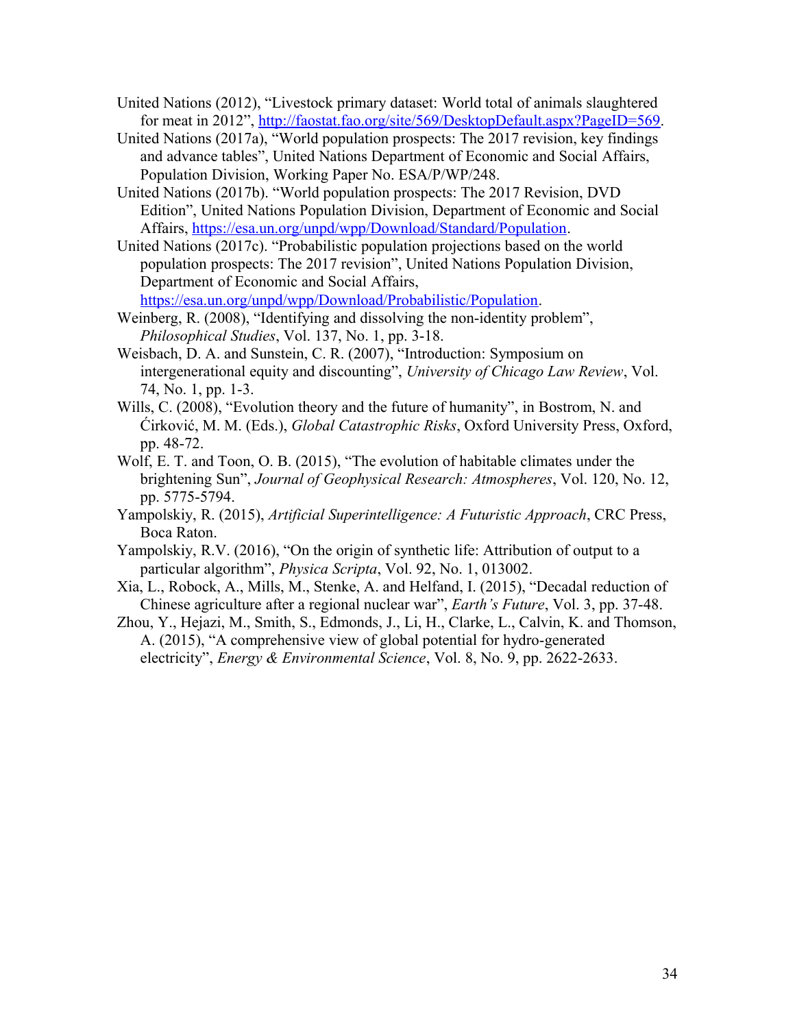United Nations (2012), “Livestock primary dataset: World total of animals slaughtered for meat in 2012”, http://faostat.fao.org/site/569/DesktopDefault.aspx?PageID=569.

United Nations (2017a), “World population prospects: The 2017 revision, key findings and advance tables”, United Nations Department of Economic and Social Affairs, Population Division, Working Paper No. ESA/P/WP/248.

United Nations (2017b). “World population prospects: The 2017 Revision, DVD Edition”, United Nations Population Division, Department of Economic and Social Affairs, https://esa.un.org/unpd/wpp/Download/Standard/Population.

United Nations (2017c). “Probabilistic population projections based on the world population prospects: The 2017 revision”, United Nations Population Division, Department of Economic and Social Affairs, https://esa.un.org/unpd/wpp/Download/Probabilistic/Population.

Weinberg, R. (2008), “Identifying and dissolving the non-identity problem”, *Philosophical Studies*, Vol. 137, No. 1, pp. 3-18.

Weisbach, D. A. and Sunstein, C. R. (2007), “Introduction: Symposium on intergenerational equity and discounting”, *University of Chicago Law Review*, Vol. 74, No. 1, pp. 1-3.

Wills, C. (2008), “Evolution theory and the future of humanity”, in Bostrom, N. and Ćirković, M. M. (Eds.), *Global Catastrophic Risks*, Oxford University Press, Oxford, pp. 48-72.

Wolf, E. T. and Toon, O. B. (2015), “The evolution of habitable climates under the brightening Sun”, *Journal of Geophysical Research: Atmospheres*, Vol. 120, No. 12, pp. 5775-5794.

Yampolskiy, R. (2015), *Artificial Superintelligence: A Futuristic Approach*, CRC Press, Boca Raton.

Yampolskiy, R.V. (2016), “On the origin of synthetic life: Attribution of output to a particular algorithm”, *Physica Scripta*, Vol. 92, No. 1, 013002.

Xia, L., Robock, A., Mills, M., Stenke, A. and Helfand, I. (2015), “Decadal reduction of Chinese agriculture after a regional nuclear war”, *Earth’s Future*, Vol. 3, pp. 37-48.

Zhou, Y., Hejazi, M., Smith, S., Edmonds, J., Li, H., Clarke, L., Calvin, K. and Thomson, A. (2015), “A comprehensive view of global potential for hydro-generated electricity”, *Energy & Environmental Science*, Vol. 8, No. 9, pp. 2622-2633.